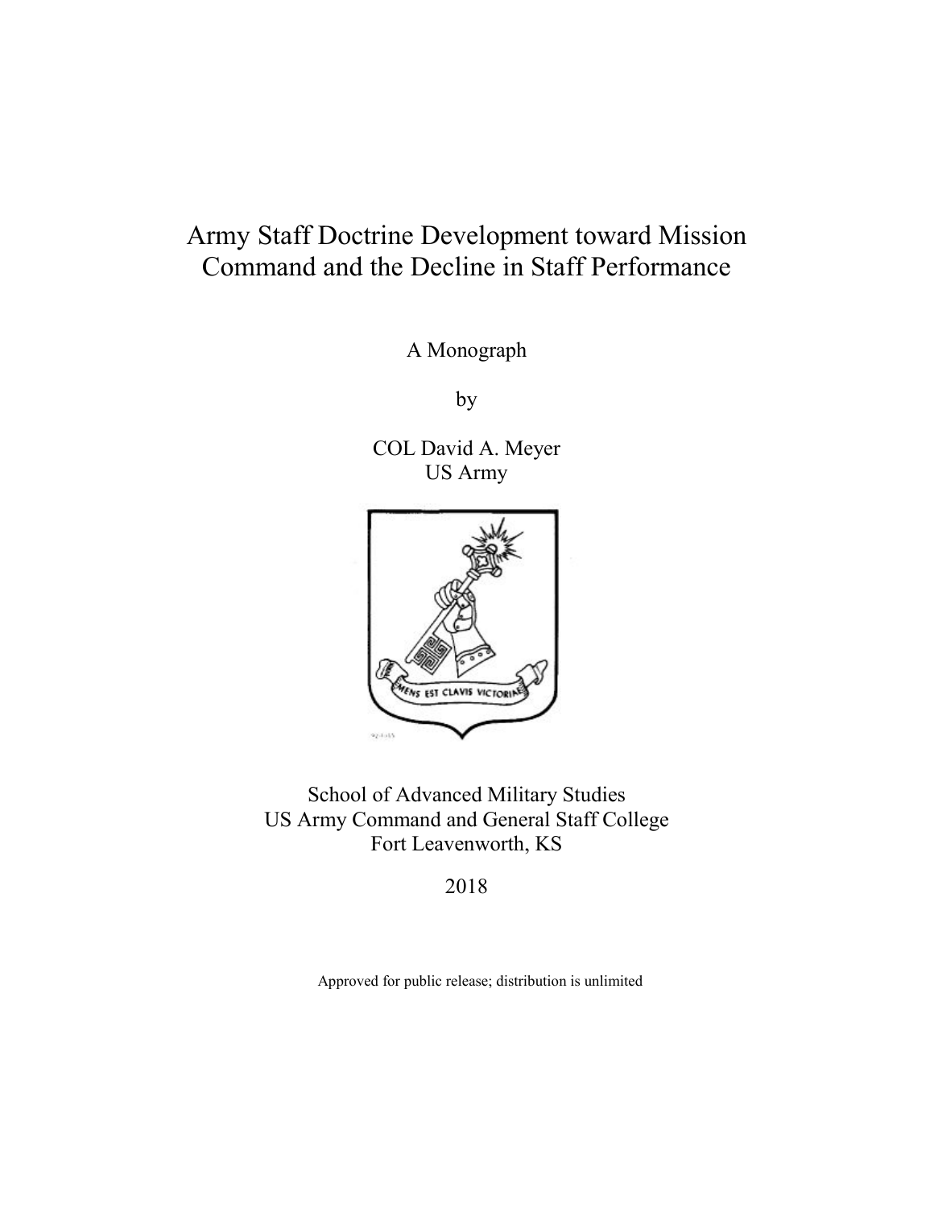# Army Staff Doctrine Development toward Mission Command and the Decline in Staff Performance

A Monograph

by

COL David A. Meyer
US Army

School of Advanced Military Studies
US Army Command and General Staff College
Fort Leavenworth, KS

2018

Approved for public release; distribution is unlimited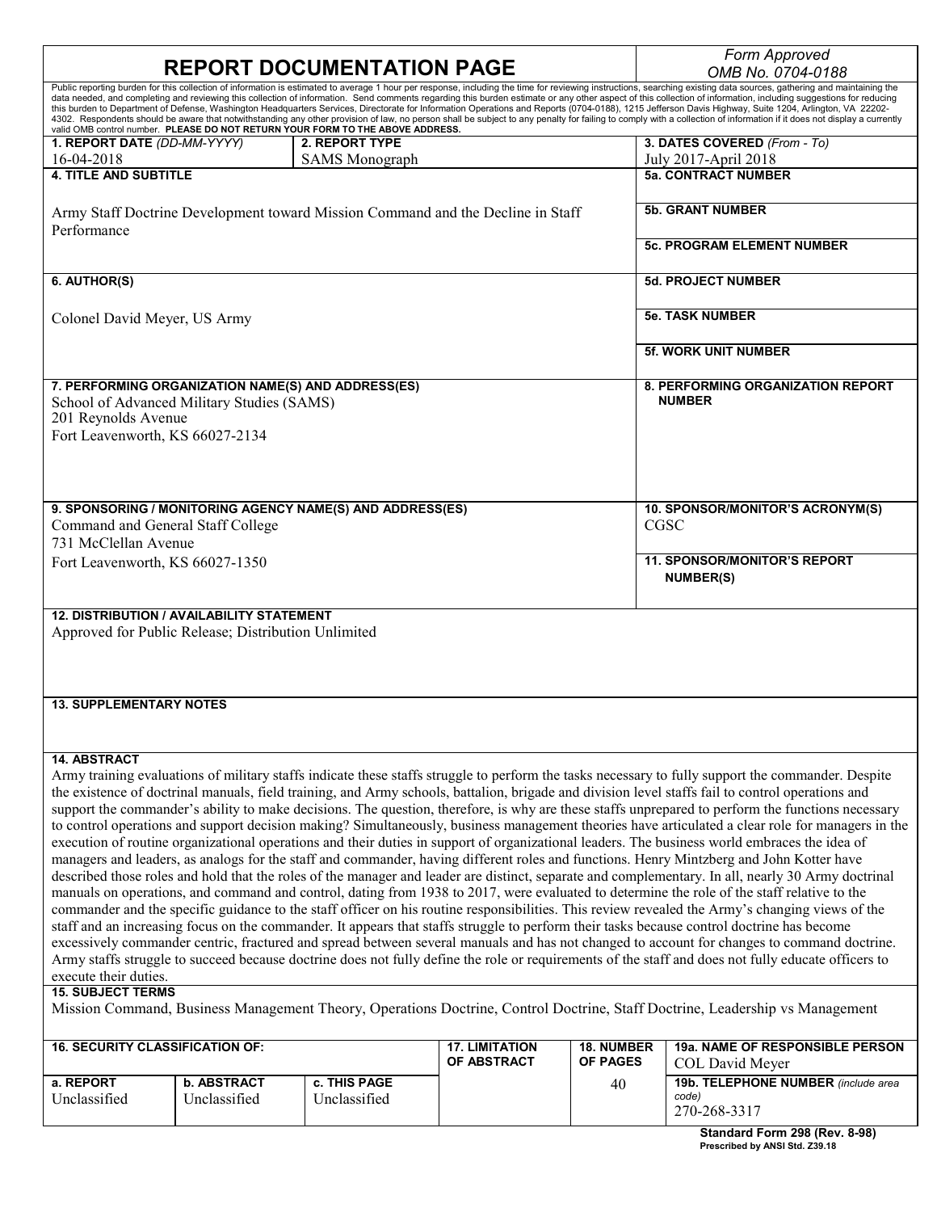# REPORT DOCUMENTATION PAGE

*Form Approved*
*OMB No. 0704-0188*

Public reporting burden for this collection of information is estimated to average 1 hour per response, including the time for reviewing instructions, searching existing data sources, gathering and maintaining the data needed, and completing and reviewing this collection of information. Send comments regarding this burden estimate or any other aspect of this collection of information, including suggestions for reducing this burden to Department of Defense, Washington Headquarters Services, Directorate for Information Operations and Reports (0704-0188), 1215 Jefferson Davis Highway, Suite 1204, Arlington, VA 22202-4302. Respondents should be aware that notwithstanding any other provision of law, no person shall be subject to any penalty for failing to comply with a collection of information if it does not display a currently valid OMB control number. **PLEASE DO NOT RETURN YOUR FORM TO THE ABOVE ADDRESS.**

| **1. REPORT DATE** *(DD-MM-YYYY)* | **2. REPORT TYPE** | **3. DATES COVERED** *(From - To)* |
|---|---|---|
| 16-04-2018 | SAMS Monograph | July 2017-April 2018 |

**4. TITLE AND SUBTITLE**

Army Staff Doctrine Development toward Mission Command and the Decline in Staff Performance

**5a. CONTRACT NUMBER**

**5b. GRANT NUMBER**

**5c. PROGRAM ELEMENT NUMBER**

**6. AUTHOR(S)**

Colonel David Meyer, US Army

**5d. PROJECT NUMBER**

**5e. TASK NUMBER**

**5f. WORK UNIT NUMBER**

**7. PERFORMING ORGANIZATION NAME(S) AND ADDRESS(ES)**
School of Advanced Military Studies (SAMS)
201 Reynolds Avenue
Fort Leavenworth, KS 66027-2134

**8. PERFORMING ORGANIZATION REPORT NUMBER**

**9. SPONSORING / MONITORING AGENCY NAME(S) AND ADDRESS(ES)**
Command and General Staff College
731 McClellan Avenue
Fort Leavenworth, KS 66027-1350

**10. SPONSOR/MONITOR'S ACRONYM(S)**
CGSC

**11. SPONSOR/MONITOR'S REPORT NUMBER(S)**

**12. DISTRIBUTION / AVAILABILITY STATEMENT**
Approved for Public Release; Distribution Unlimited

**13. SUPPLEMENTARY NOTES**

**14. ABSTRACT**
Army training evaluations of military staffs indicate these staffs struggle to perform the tasks necessary to fully support the commander. Despite the existence of doctrinal manuals, field training, and Army schools, battalion, brigade and division level staffs fail to control operations and support the commander's ability to make decisions. The question, therefore, is why are these staffs unprepared to perform the functions necessary to control operations and support decision making? Simultaneously, business management theories have articulated a clear role for managers in the execution of routine organizational operations and their duties in support of organizational leaders. The business world embraces the idea of managers and leaders, as analogs for the staff and commander, having different roles and functions. Henry Mintzberg and John Kotter have described those roles and hold that the roles of the manager and leader are distinct, separate and complementary. In all, nearly 30 Army doctrinal manuals on operations, and command and control, dating from 1938 to 2017, were evaluated to determine the role of the staff relative to the commander and the specific guidance to the staff officer on his routine responsibilities. This review revealed the Army's changing views of the staff and an increasing focus on the commander. It appears that staffs struggle to perform their tasks because control doctrine has become excessively commander centric, fractured and spread between several manuals and has not changed to account for changes to command doctrine. Army staffs struggle to succeed because doctrine does not fully define the role or requirements of the staff and does not fully educate officers to execute their duties.

**15. SUBJECT TERMS**
Mission Command, Business Management Theory, Operations Doctrine, Control Doctrine, Staff Doctrine, Leadership vs Management

| **16. SECURITY CLASSIFICATION OF:** | | | **17. LIMITATION OF ABSTRACT** | **18. NUMBER OF PAGES** | **19a. NAME OF RESPONSIBLE PERSON** |
|---|---|---|---|---|---|
| | | | | | COL David Meyer |
| **a. REPORT** | **b. ABSTRACT** | **c. THIS PAGE** | | 40 | **19b. TELEPHONE NUMBER** *(include area code)* |
| Unclassified | Unclassified | Unclassified | | | 270-268-3317 |

**Standard Form 298 (Rev. 8-98)**
**Prescribed by ANSI Std. Z39.18**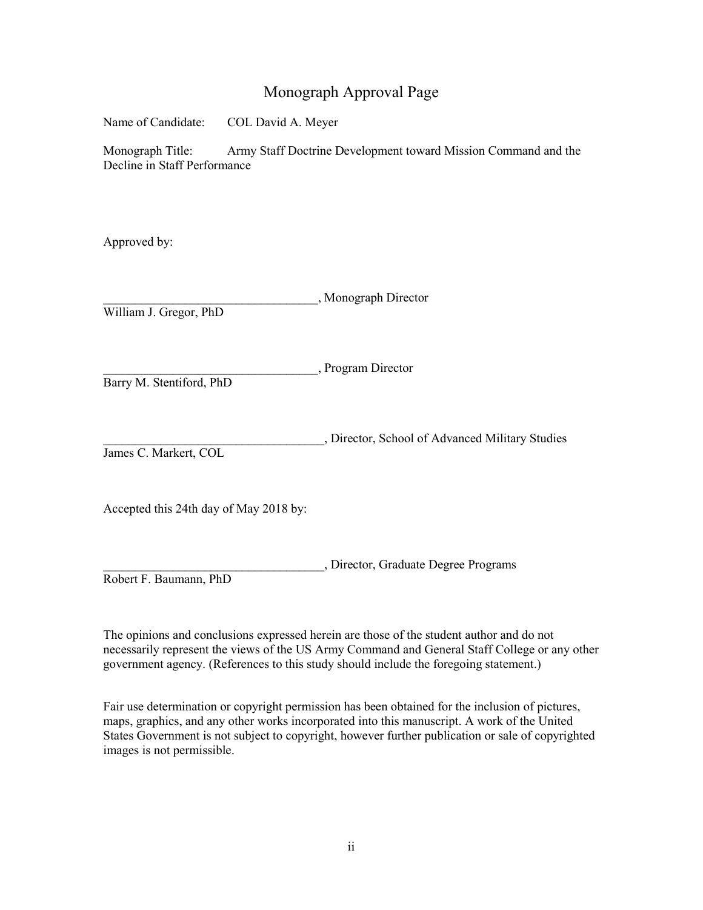# Monograph Approval Page

Name of Candidate: COL David A. Meyer

Monograph Title: Army Staff Doctrine Development toward Mission Command and the Decline in Staff Performance

Approved by:

__________________________________, Monograph Director
William J. Gregor, PhD

__________________________________, Program Director
Barry M. Stentiford, PhD

___________________________________, Director, School of Advanced Military Studies
James C. Markert, COL

Accepted this 24th day of May 2018 by:

___________________________________, Director, Graduate Degree Programs
Robert F. Baumann, PhD

The opinions and conclusions expressed herein are those of the student author and do not necessarily represent the views of the US Army Command and General Staff College or any other government agency. (References to this study should include the foregoing statement.)

Fair use determination or copyright permission has been obtained for the inclusion of pictures, maps, graphics, and any other works incorporated into this manuscript. A work of the United States Government is not subject to copyright, however further publication or sale of copyrighted images is not permissible.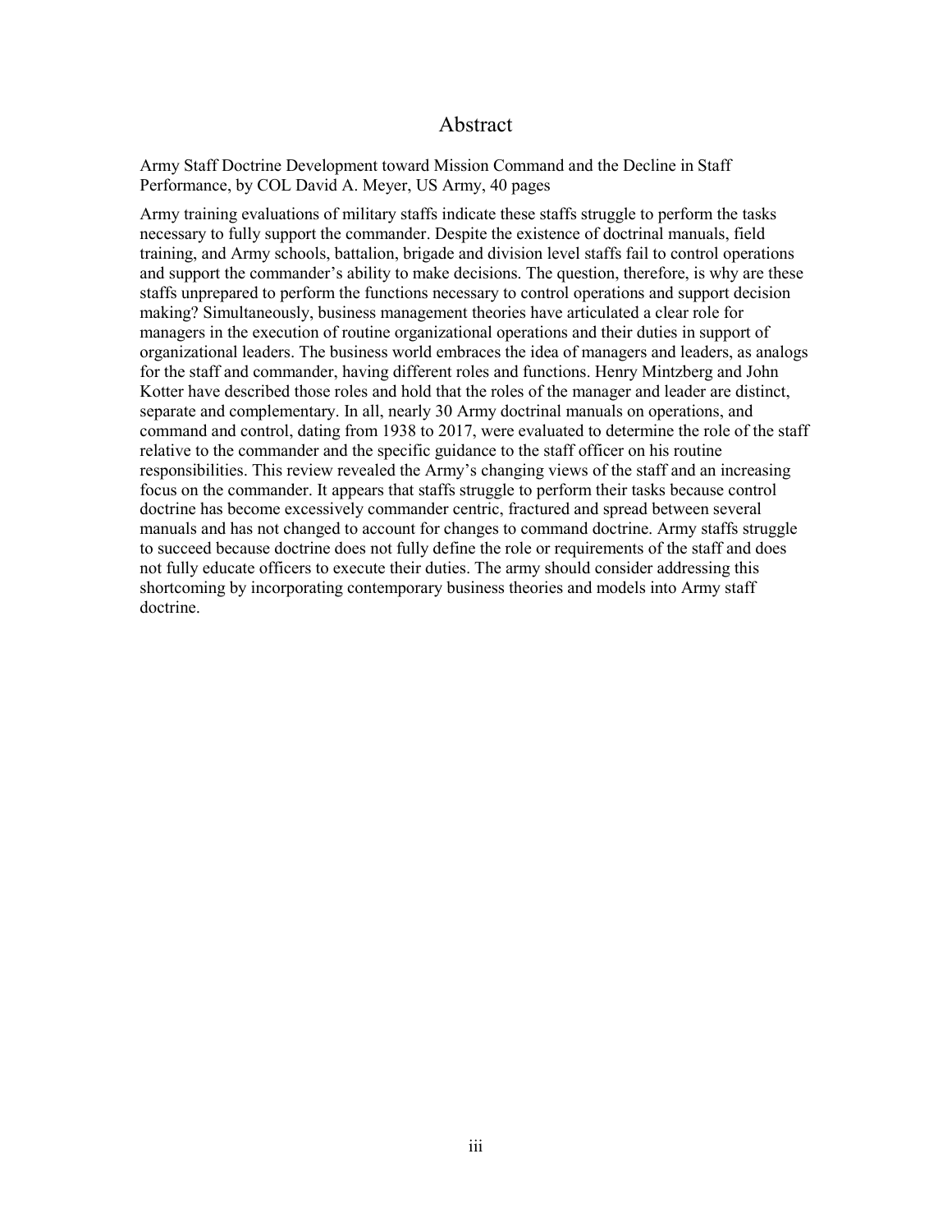# Abstract

Army Staff Doctrine Development toward Mission Command and the Decline in Staff Performance, by COL David A. Meyer, US Army, 40 pages

Army training evaluations of military staffs indicate these staffs struggle to perform the tasks necessary to fully support the commander. Despite the existence of doctrinal manuals, field training, and Army schools, battalion, brigade and division level staffs fail to control operations and support the commander's ability to make decisions. The question, therefore, is why are these staffs unprepared to perform the functions necessary to control operations and support decision making? Simultaneously, business management theories have articulated a clear role for managers in the execution of routine organizational operations and their duties in support of organizational leaders. The business world embraces the idea of managers and leaders, as analogs for the staff and commander, having different roles and functions. Henry Mintzberg and John Kotter have described those roles and hold that the roles of the manager and leader are distinct, separate and complementary. In all, nearly 30 Army doctrinal manuals on operations, and command and control, dating from 1938 to 2017, were evaluated to determine the role of the staff relative to the commander and the specific guidance to the staff officer on his routine responsibilities. This review revealed the Army's changing views of the staff and an increasing focus on the commander. It appears that staffs struggle to perform their tasks because control doctrine has become excessively commander centric, fractured and spread between several manuals and has not changed to account for changes to command doctrine. Army staffs struggle to succeed because doctrine does not fully define the role or requirements of the staff and does not fully educate officers to execute their duties. The army should consider addressing this shortcoming by incorporating contemporary business theories and models into Army staff doctrine.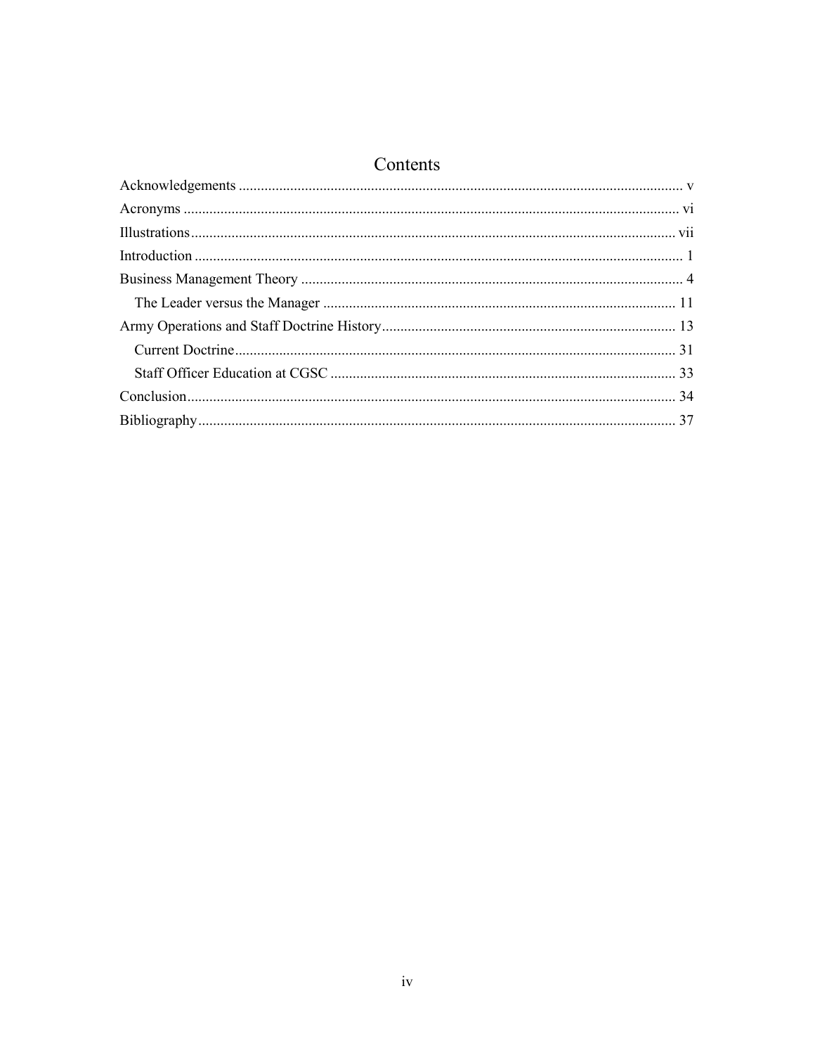# Contents

Acknowledgements ........................................................................................................................ v

Acronyms ...................................................................................................................................... vi

Illustrations .................................................................................................................................... vii

Introduction .................................................................................................................................... 1

Business Management Theory ....................................................................................................... 4

&nbsp;&nbsp;&nbsp;&nbsp;The Leader versus the Manager ............................................................................................... 11

Army Operations and Staff Doctrine History ................................................................................ 13

&nbsp;&nbsp;&nbsp;&nbsp;Current Doctrine ....................................................................................................................... 31

&nbsp;&nbsp;&nbsp;&nbsp;Staff Officer Education at CGSC ............................................................................................. 33

Conclusion ..................................................................................................................................... 34

Bibliography .................................................................................................................................. 37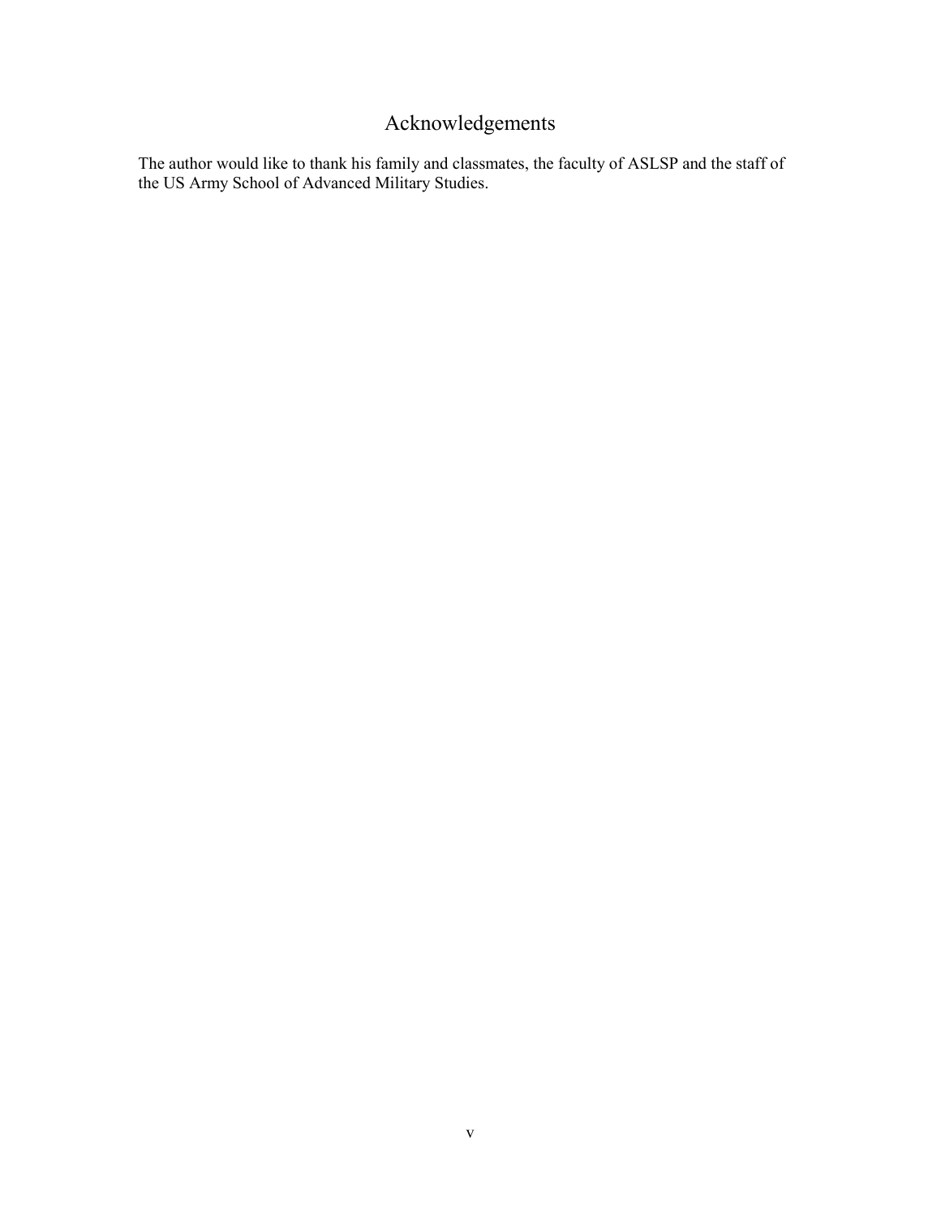# Acknowledgements

The author would like to thank his family and classmates, the faculty of ASLSP and the staff of the US Army School of Advanced Military Studies.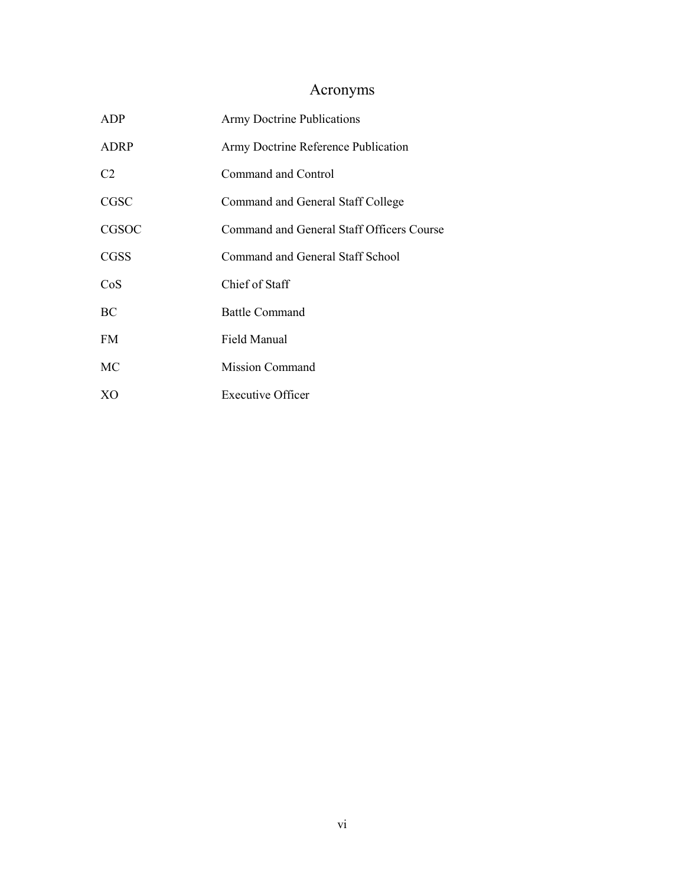# Acronyms

| | |
|---|---|
| ADP | Army Doctrine Publications |
| ADRP | Army Doctrine Reference Publication |
| C2 | Command and Control |
| CGSC | Command and General Staff College |
| CGSOC | Command and General Staff Officers Course |
| CGSS | Command and General Staff School |
| CoS | Chief of Staff |
| BC | Battle Command |
| FM | Field Manual |
| MC | Mission Command |
| XO | Executive Officer |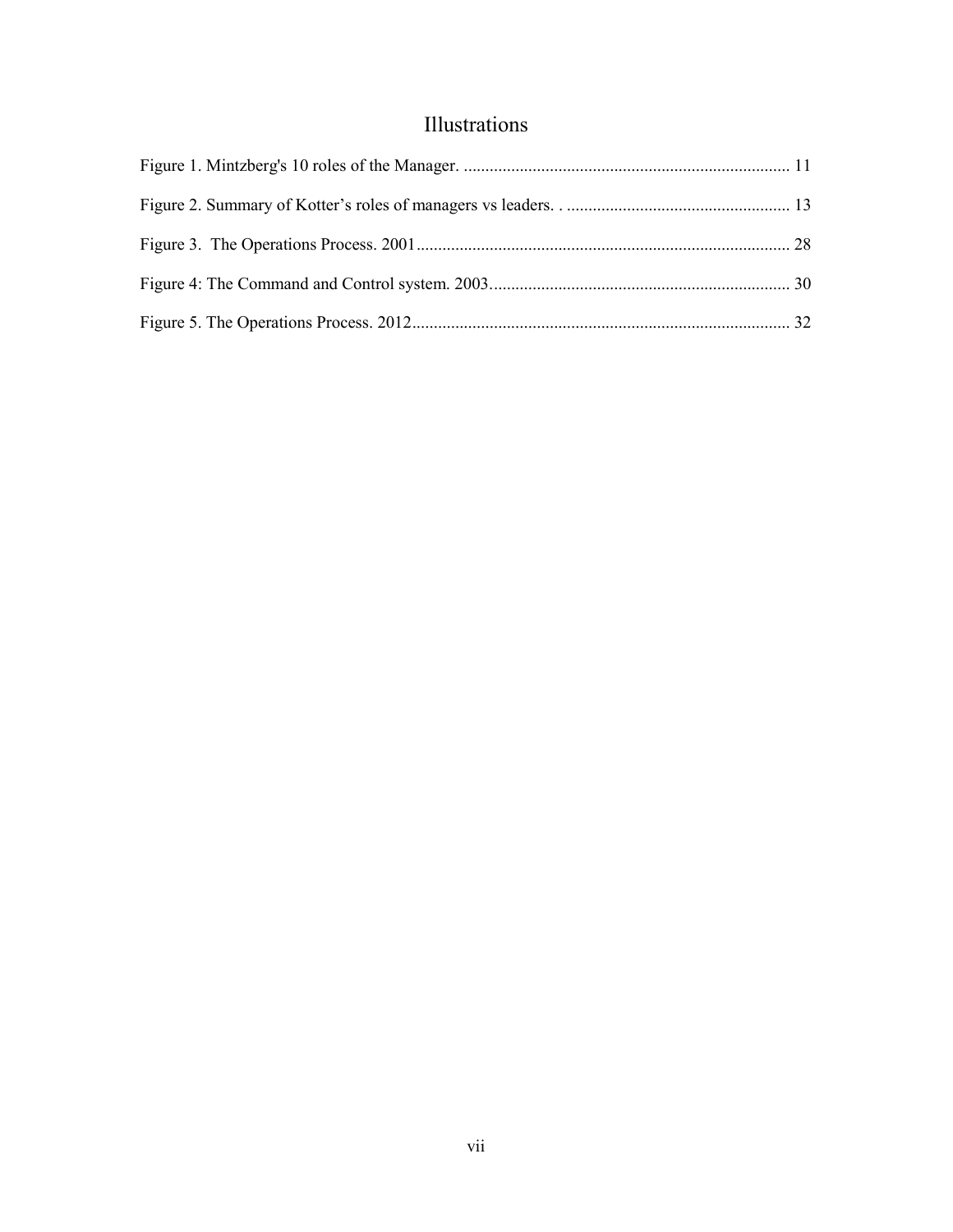# Illustrations

Figure 1. Mintzberg's 10 roles of the Manager. ........................................................................... 11

Figure 2. Summary of Kotter's roles of managers vs leaders. . .................................................... 13

Figure 3. The Operations Process. 2001....................................................................................... 28

Figure 4: The Command and Control system. 2003..................................................................... 30

Figure 5. The Operations Process. 2012....................................................................................... 32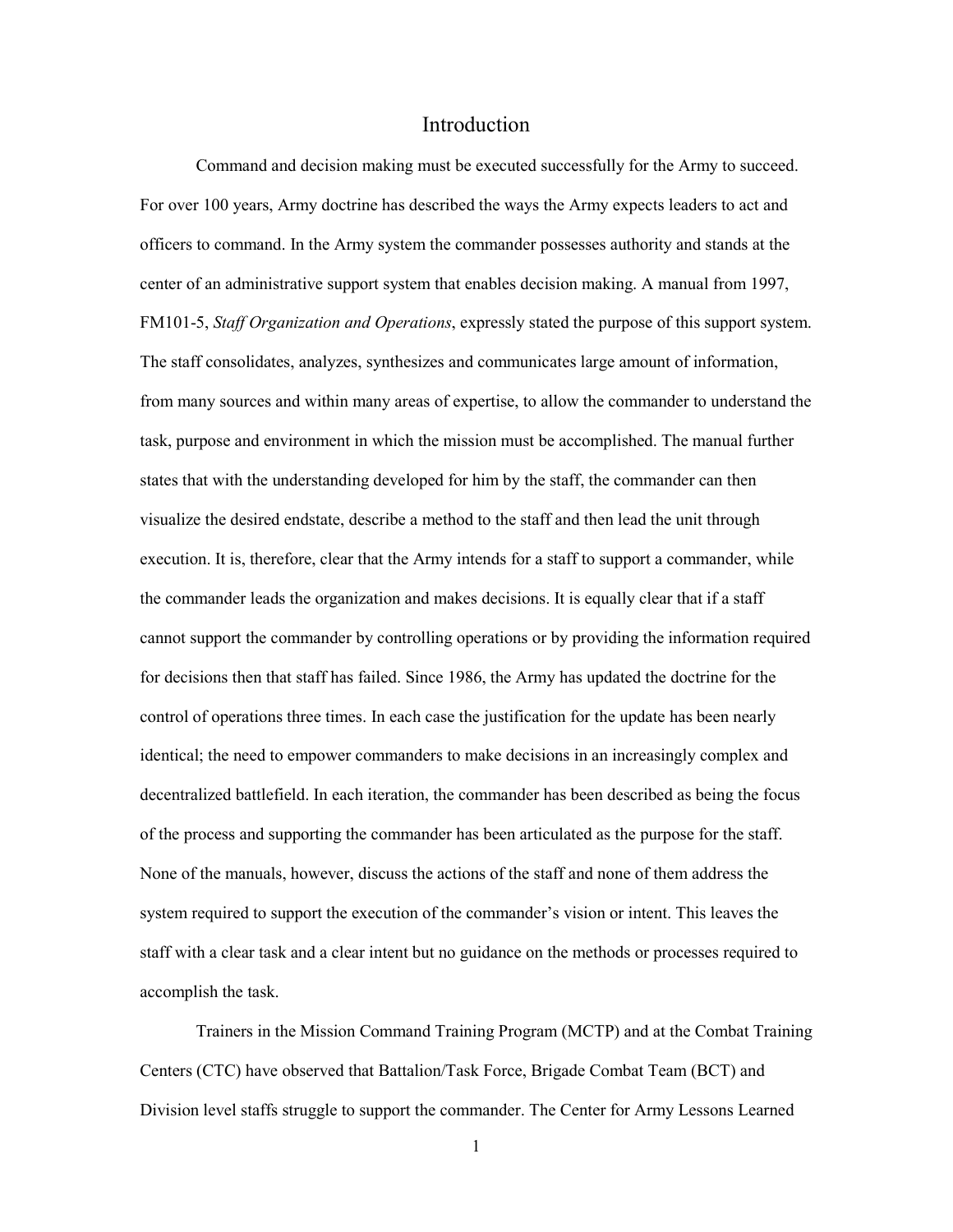# Introduction

Command and decision making must be executed successfully for the Army to succeed. For over 100 years, Army doctrine has described the ways the Army expects leaders to act and officers to command. In the Army system the commander possesses authority and stands at the center of an administrative support system that enables decision making. A manual from 1997, FM101-5, *Staff Organization and Operations*, expressly stated the purpose of this support system. The staff consolidates, analyzes, synthesizes and communicates large amount of information, from many sources and within many areas of expertise, to allow the commander to understand the task, purpose and environment in which the mission must be accomplished. The manual further states that with the understanding developed for him by the staff, the commander can then visualize the desired endstate, describe a method to the staff and then lead the unit through execution. It is, therefore, clear that the Army intends for a staff to support a commander, while the commander leads the organization and makes decisions. It is equally clear that if a staff cannot support the commander by controlling operations or by providing the information required for decisions then that staff has failed. Since 1986, the Army has updated the doctrine for the control of operations three times. In each case the justification for the update has been nearly identical; the need to empower commanders to make decisions in an increasingly complex and decentralized battlefield. In each iteration, the commander has been described as being the focus of the process and supporting the commander has been articulated as the purpose for the staff. None of the manuals, however, discuss the actions of the staff and none of them address the system required to support the execution of the commander's vision or intent. This leaves the staff with a clear task and a clear intent but no guidance on the methods or processes required to accomplish the task.

Trainers in the Mission Command Training Program (MCTP) and at the Combat Training Centers (CTC) have observed that Battalion/Task Force, Brigade Combat Team (BCT) and Division level staffs struggle to support the commander. The Center for Army Lessons Learned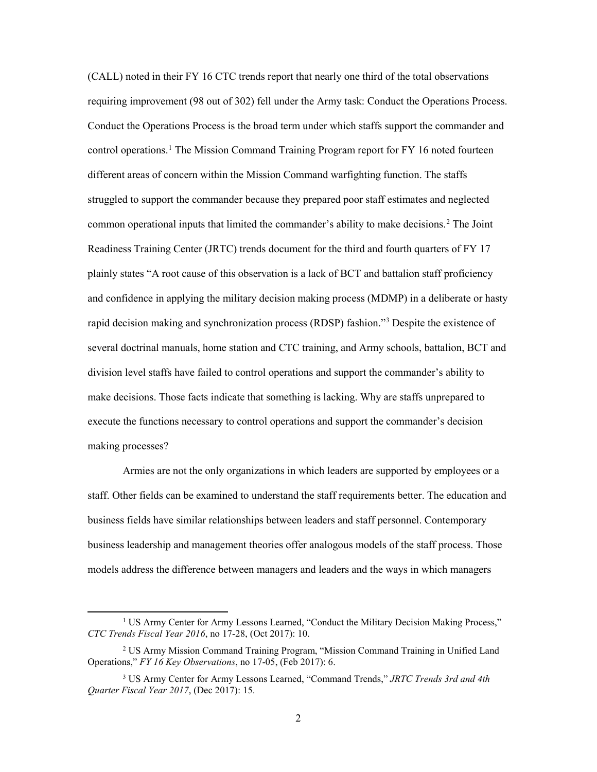(CALL) noted in their FY 16 CTC trends report that nearly one third of the total observations requiring improvement (98 out of 302) fell under the Army task: Conduct the Operations Process. Conduct the Operations Process is the broad term under which staffs support the commander and control operations.[1] The Mission Command Training Program report for FY 16 noted fourteen different areas of concern within the Mission Command warfighting function. The staffs struggled to support the commander because they prepared poor staff estimates and neglected common operational inputs that limited the commander's ability to make decisions.[2] The Joint Readiness Training Center (JRTC) trends document for the third and fourth quarters of FY 17 plainly states "A root cause of this observation is a lack of BCT and battalion staff proficiency and confidence in applying the military decision making process (MDMP) in a deliberate or hasty rapid decision making and synchronization process (RDSP) fashion."[3] Despite the existence of several doctrinal manuals, home station and CTC training, and Army schools, battalion, BCT and division level staffs have failed to control operations and support the commander's ability to make decisions. Those facts indicate that something is lacking. Why are staffs unprepared to execute the functions necessary to control operations and support the commander's decision making processes?

Armies are not the only organizations in which leaders are supported by employees or a staff. Other fields can be examined to understand the staff requirements better. The education and business fields have similar relationships between leaders and staff personnel. Contemporary business leadership and management theories offer analogous models of the staff process. Those models address the difference between managers and leaders and the ways in which managers

---

[1] US Army Center for Army Lessons Learned, "Conduct the Military Decision Making Process," *CTC Trends Fiscal Year 2016*, no 17-28, (Oct 2017): 10.

[2] US Army Mission Command Training Program, "Mission Command Training in Unified Land Operations," *FY 16 Key Observations*, no 17-05, (Feb 2017): 6.

[3] US Army Center for Army Lessons Learned, "Command Trends," *JRTC Trends 3rd and 4th Quarter Fiscal Year 2017*, (Dec 2017): 15.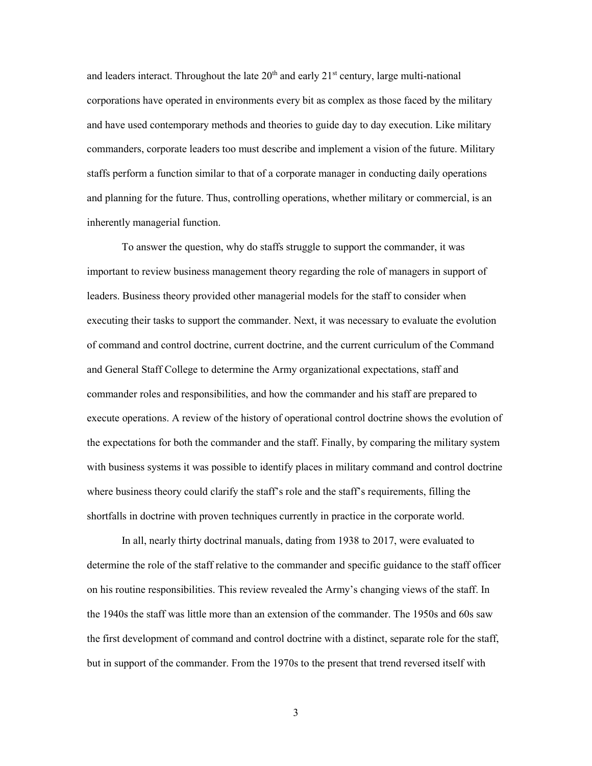and leaders interact. Throughout the late 20th and early 21st century, large multi-national corporations have operated in environments every bit as complex as those faced by the military and have used contemporary methods and theories to guide day to day execution. Like military commanders, corporate leaders too must describe and implement a vision of the future. Military staffs perform a function similar to that of a corporate manager in conducting daily operations and planning for the future. Thus, controlling operations, whether military or commercial, is an inherently managerial function.

To answer the question, why do staffs struggle to support the commander, it was important to review business management theory regarding the role of managers in support of leaders. Business theory provided other managerial models for the staff to consider when executing their tasks to support the commander. Next, it was necessary to evaluate the evolution of command and control doctrine, current doctrine, and the current curriculum of the Command and General Staff College to determine the Army organizational expectations, staff and commander roles and responsibilities, and how the commander and his staff are prepared to execute operations. A review of the history of operational control doctrine shows the evolution of the expectations for both the commander and the staff. Finally, by comparing the military system with business systems it was possible to identify places in military command and control doctrine where business theory could clarify the staff's role and the staff's requirements, filling the shortfalls in doctrine with proven techniques currently in practice in the corporate world.

In all, nearly thirty doctrinal manuals, dating from 1938 to 2017, were evaluated to determine the role of the staff relative to the commander and specific guidance to the staff officer on his routine responsibilities. This review revealed the Army's changing views of the staff. In the 1940s the staff was little more than an extension of the commander. The 1950s and 60s saw the first development of command and control doctrine with a distinct, separate role for the staff, but in support of the commander. From the 1970s to the present that trend reversed itself with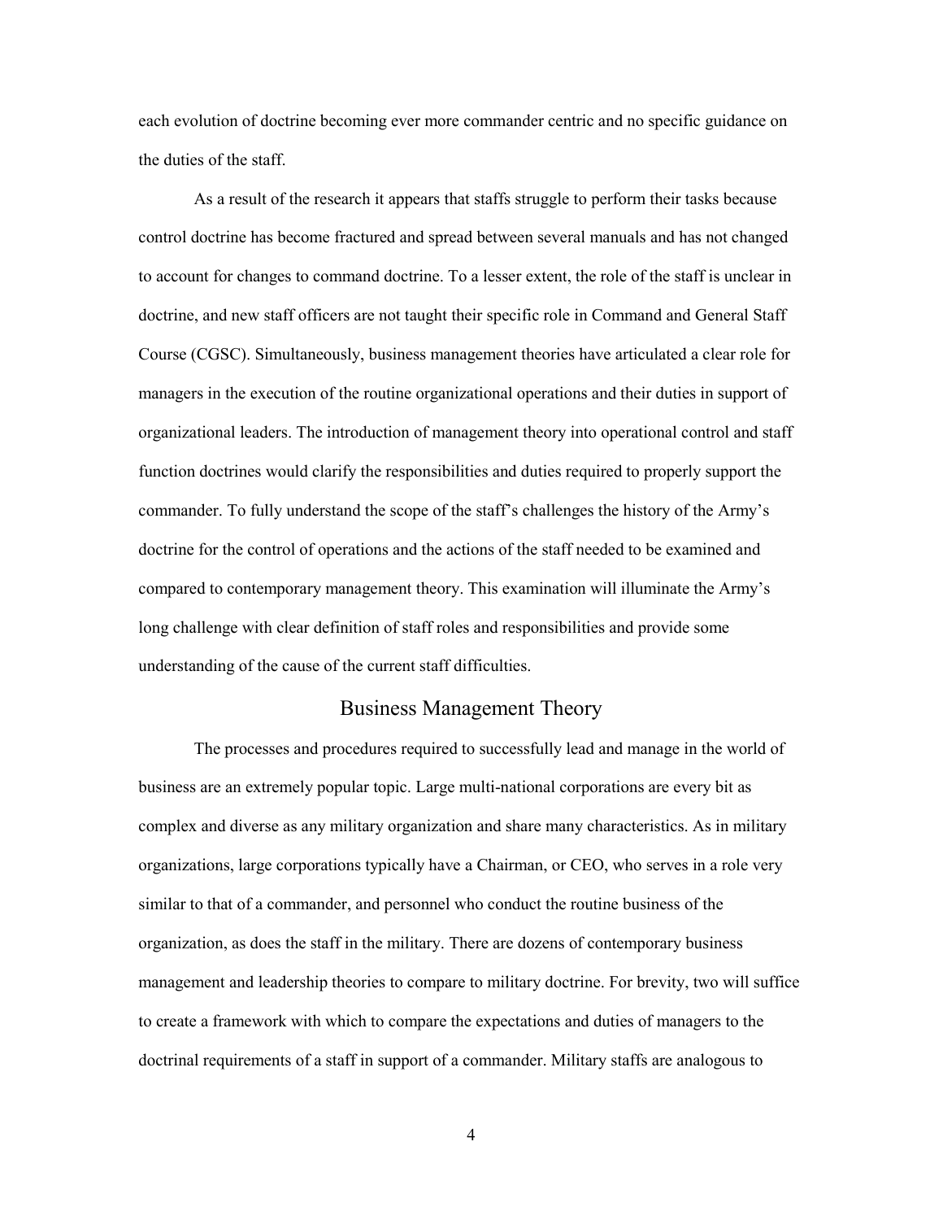each evolution of doctrine becoming ever more commander centric and no specific guidance on the duties of the staff.

As a result of the research it appears that staffs struggle to perform their tasks because control doctrine has become fractured and spread between several manuals and has not changed to account for changes to command doctrine. To a lesser extent, the role of the staff is unclear in doctrine, and new staff officers are not taught their specific role in Command and General Staff Course (CGSC). Simultaneously, business management theories have articulated a clear role for managers in the execution of the routine organizational operations and their duties in support of organizational leaders. The introduction of management theory into operational control and staff function doctrines would clarify the responsibilities and duties required to properly support the commander. To fully understand the scope of the staff's challenges the history of the Army's doctrine for the control of operations and the actions of the staff needed to be examined and compared to contemporary management theory. This examination will illuminate the Army's long challenge with clear definition of staff roles and responsibilities and provide some understanding of the cause of the current staff difficulties.

## Business Management Theory

The processes and procedures required to successfully lead and manage in the world of business are an extremely popular topic. Large multi-national corporations are every bit as complex and diverse as any military organization and share many characteristics. As in military organizations, large corporations typically have a Chairman, or CEO, who serves in a role very similar to that of a commander, and personnel who conduct the routine business of the organization, as does the staff in the military. There are dozens of contemporary business management and leadership theories to compare to military doctrine. For brevity, two will suffice to create a framework with which to compare the expectations and duties of managers to the doctrinal requirements of a staff in support of a commander. Military staffs are analogous to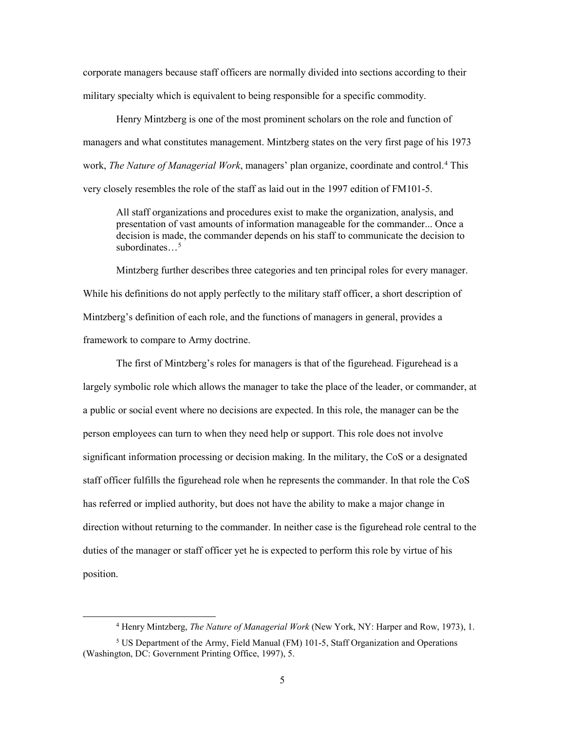corporate managers because staff officers are normally divided into sections according to their military specialty which is equivalent to being responsible for a specific commodity.

Henry Mintzberg is one of the most prominent scholars on the role and function of managers and what constitutes management. Mintzberg states on the very first page of his 1973 work, *The Nature of Managerial Work*, managers' plan organize, coordinate and control.[4] This very closely resembles the role of the staff as laid out in the 1997 edition of FM101-5.

> All staff organizations and procedures exist to make the organization, analysis, and presentation of vast amounts of information manageable for the commander... Once a decision is made, the commander depends on his staff to communicate the decision to subordinates…[5]

Mintzberg further describes three categories and ten principal roles for every manager. While his definitions do not apply perfectly to the military staff officer, a short description of Mintzberg's definition of each role, and the functions of managers in general, provides a framework to compare to Army doctrine.

The first of Mintzberg's roles for managers is that of the figurehead. Figurehead is a largely symbolic role which allows the manager to take the place of the leader, or commander, at a public or social event where no decisions are expected. In this role, the manager can be the person employees can turn to when they need help or support. This role does not involve significant information processing or decision making. In the military, the CoS or a designated staff officer fulfills the figurehead role when he represents the commander. In that role the CoS has referred or implied authority, but does not have the ability to make a major change in direction without returning to the commander. In neither case is the figurehead role central to the duties of the manager or staff officer yet he is expected to perform this role by virtue of his position.

---

[4] Henry Mintzberg, *The Nature of Managerial Work* (New York, NY: Harper and Row, 1973), 1.

[5] US Department of the Army, Field Manual (FM) 101-5, Staff Organization and Operations (Washington, DC: Government Printing Office, 1997), 5.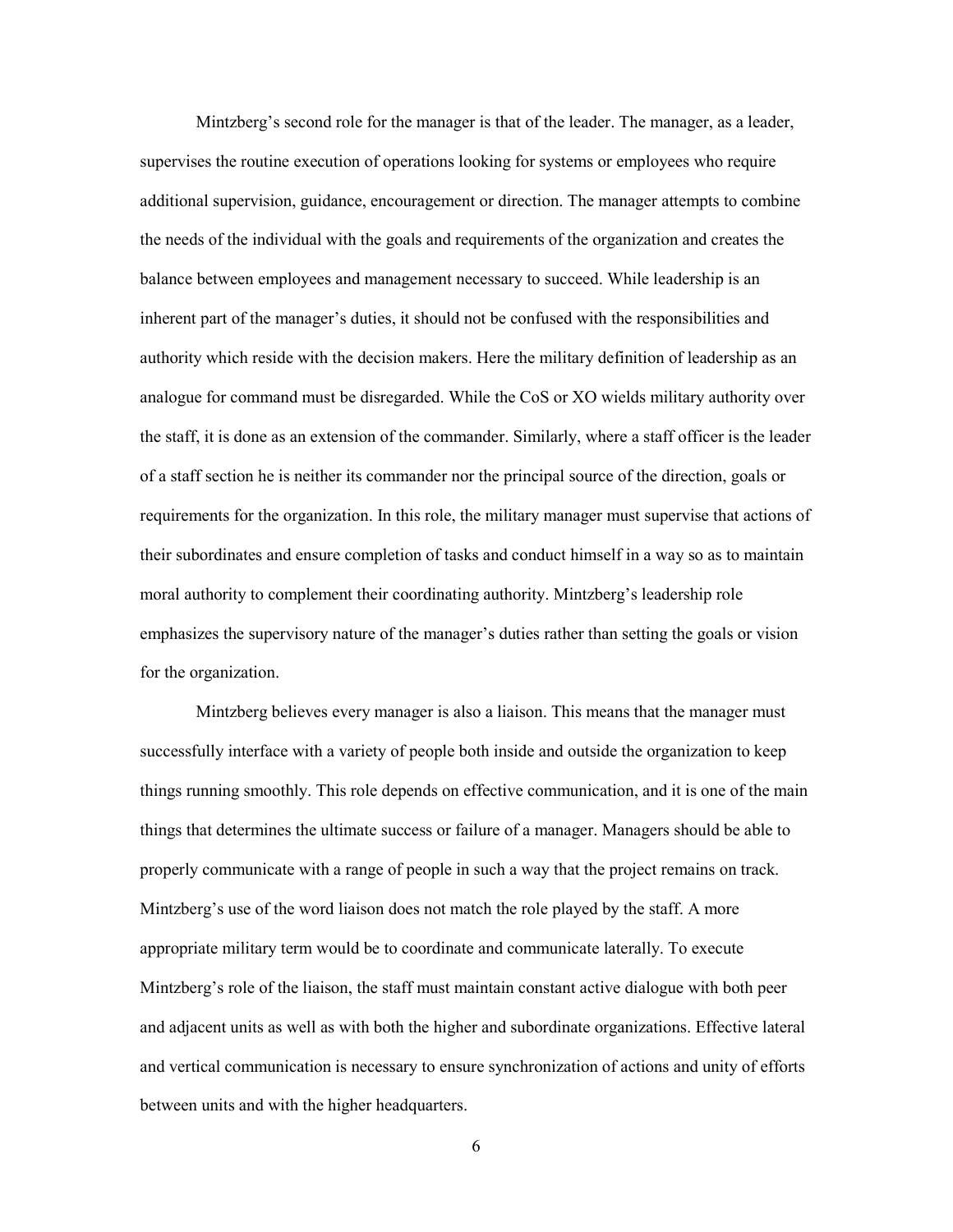Mintzberg's second role for the manager is that of the leader. The manager, as a leader, supervises the routine execution of operations looking for systems or employees who require additional supervision, guidance, encouragement or direction. The manager attempts to combine the needs of the individual with the goals and requirements of the organization and creates the balance between employees and management necessary to succeed. While leadership is an inherent part of the manager's duties, it should not be confused with the responsibilities and authority which reside with the decision makers. Here the military definition of leadership as an analogue for command must be disregarded. While the CoS or XO wields military authority over the staff, it is done as an extension of the commander. Similarly, where a staff officer is the leader of a staff section he is neither its commander nor the principal source of the direction, goals or requirements for the organization. In this role, the military manager must supervise that actions of their subordinates and ensure completion of tasks and conduct himself in a way so as to maintain moral authority to complement their coordinating authority. Mintzberg's leadership role emphasizes the supervisory nature of the manager's duties rather than setting the goals or vision for the organization.

Mintzberg believes every manager is also a liaison. This means that the manager must successfully interface with a variety of people both inside and outside the organization to keep things running smoothly. This role depends on effective communication, and it is one of the main things that determines the ultimate success or failure of a manager. Managers should be able to properly communicate with a range of people in such a way that the project remains on track. Mintzberg's use of the word liaison does not match the role played by the staff. A more appropriate military term would be to coordinate and communicate laterally. To execute Mintzberg's role of the liaison, the staff must maintain constant active dialogue with both peer and adjacent units as well as with both the higher and subordinate organizations. Effective lateral and vertical communication is necessary to ensure synchronization of actions and unity of efforts between units and with the higher headquarters.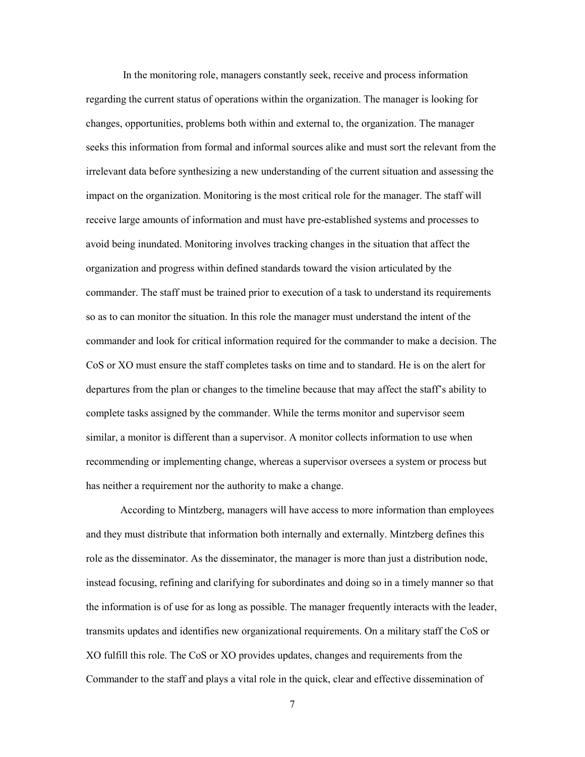In the monitoring role, managers constantly seek, receive and process information regarding the current status of operations within the organization. The manager is looking for changes, opportunities, problems both within and external to, the organization. The manager seeks this information from formal and informal sources alike and must sort the relevant from the irrelevant data before synthesizing a new understanding of the current situation and assessing the impact on the organization. Monitoring is the most critical role for the manager. The staff will receive large amounts of information and must have pre-established systems and processes to avoid being inundated. Monitoring involves tracking changes in the situation that affect the organization and progress within defined standards toward the vision articulated by the commander. The staff must be trained prior to execution of a task to understand its requirements so as to can monitor the situation. In this role the manager must understand the intent of the commander and look for critical information required for the commander to make a decision. The CoS or XO must ensure the staff completes tasks on time and to standard. He is on the alert for departures from the plan or changes to the timeline because that may affect the staff's ability to complete tasks assigned by the commander. While the terms monitor and supervisor seem similar, a monitor is different than a supervisor. A monitor collects information to use when recommending or implementing change, whereas a supervisor oversees a system or process but has neither a requirement nor the authority to make a change.

According to Mintzberg, managers will have access to more information than employees and they must distribute that information both internally and externally. Mintzberg defines this role as the disseminator. As the disseminator, the manager is more than just a distribution node, instead focusing, refining and clarifying for subordinates and doing so in a timely manner so that the information is of use for as long as possible. The manager frequently interacts with the leader, transmits updates and identifies new organizational requirements. On a military staff the CoS or XO fulfill this role. The CoS or XO provides updates, changes and requirements from the Commander to the staff and plays a vital role in the quick, clear and effective dissemination of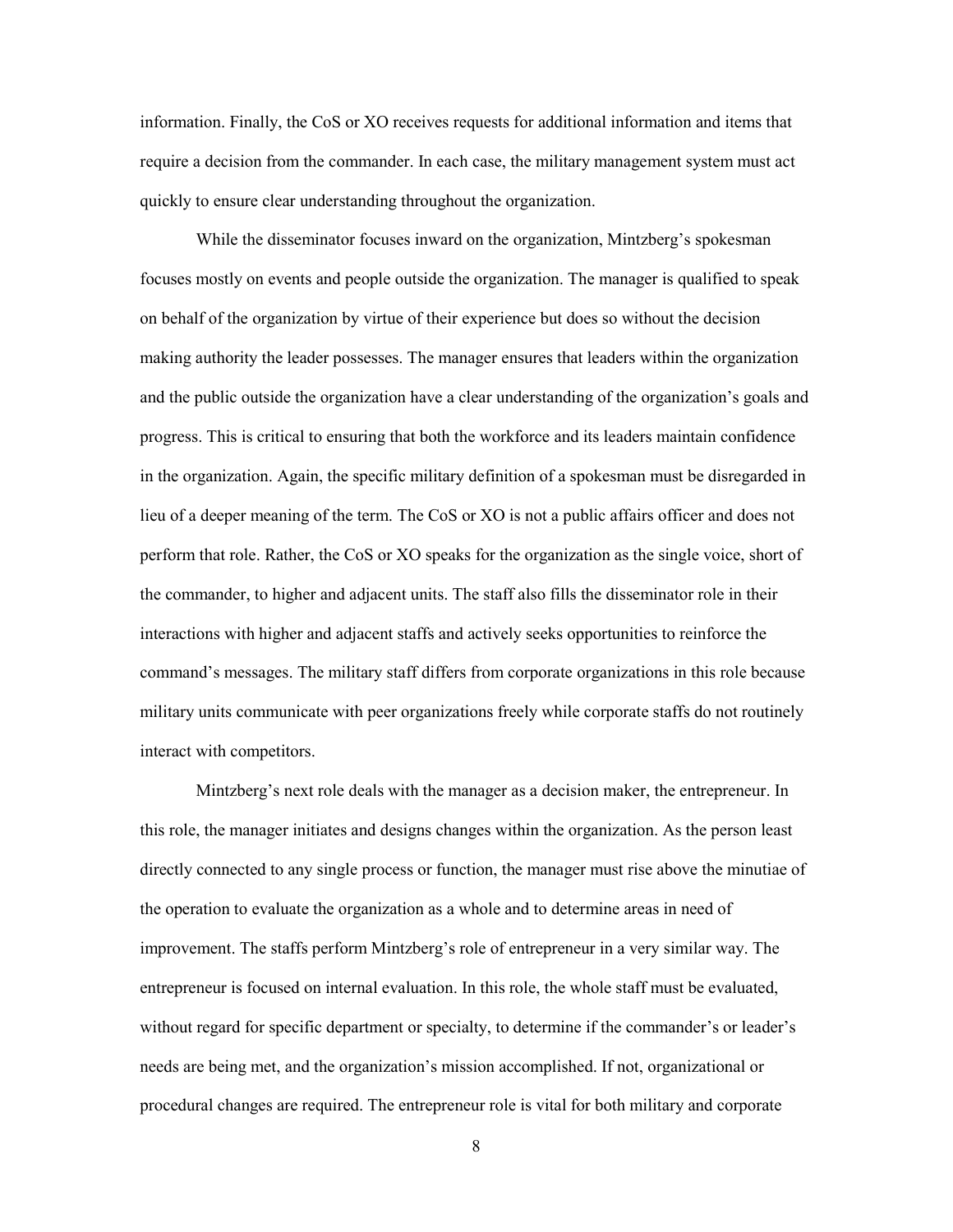information. Finally, the CoS or XO receives requests for additional information and items that require a decision from the commander. In each case, the military management system must act quickly to ensure clear understanding throughout the organization.

While the disseminator focuses inward on the organization, Mintzberg's spokesman focuses mostly on events and people outside the organization. The manager is qualified to speak on behalf of the organization by virtue of their experience but does so without the decision making authority the leader possesses. The manager ensures that leaders within the organization and the public outside the organization have a clear understanding of the organization's goals and progress. This is critical to ensuring that both the workforce and its leaders maintain confidence in the organization. Again, the specific military definition of a spokesman must be disregarded in lieu of a deeper meaning of the term. The CoS or XO is not a public affairs officer and does not perform that role. Rather, the CoS or XO speaks for the organization as the single voice, short of the commander, to higher and adjacent units. The staff also fills the disseminator role in their interactions with higher and adjacent staffs and actively seeks opportunities to reinforce the command's messages. The military staff differs from corporate organizations in this role because military units communicate with peer organizations freely while corporate staffs do not routinely interact with competitors.

Mintzberg's next role deals with the manager as a decision maker, the entrepreneur. In this role, the manager initiates and designs changes within the organization. As the person least directly connected to any single process or function, the manager must rise above the minutiae of the operation to evaluate the organization as a whole and to determine areas in need of improvement. The staffs perform Mintzberg's role of entrepreneur in a very similar way. The entrepreneur is focused on internal evaluation. In this role, the whole staff must be evaluated, without regard for specific department or specialty, to determine if the commander's or leader's needs are being met, and the organization's mission accomplished. If not, organizational or procedural changes are required. The entrepreneur role is vital for both military and corporate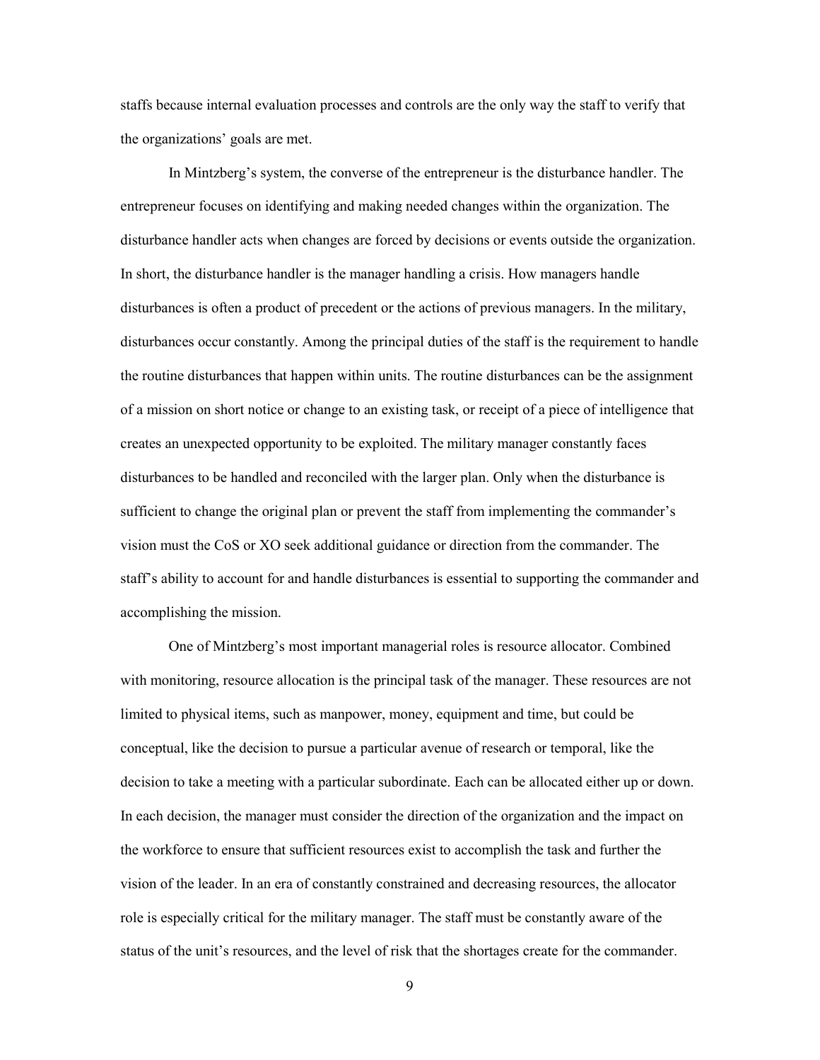staffs because internal evaluation processes and controls are the only way the staff to verify that the organizations' goals are met.

In Mintzberg's system, the converse of the entrepreneur is the disturbance handler. The entrepreneur focuses on identifying and making needed changes within the organization. The disturbance handler acts when changes are forced by decisions or events outside the organization. In short, the disturbance handler is the manager handling a crisis. How managers handle disturbances is often a product of precedent or the actions of previous managers. In the military, disturbances occur constantly. Among the principal duties of the staff is the requirement to handle the routine disturbances that happen within units. The routine disturbances can be the assignment of a mission on short notice or change to an existing task, or receipt of a piece of intelligence that creates an unexpected opportunity to be exploited. The military manager constantly faces disturbances to be handled and reconciled with the larger plan. Only when the disturbance is sufficient to change the original plan or prevent the staff from implementing the commander's vision must the CoS or XO seek additional guidance or direction from the commander. The staff's ability to account for and handle disturbances is essential to supporting the commander and accomplishing the mission.

One of Mintzberg's most important managerial roles is resource allocator. Combined with monitoring, resource allocation is the principal task of the manager. These resources are not limited to physical items, such as manpower, money, equipment and time, but could be conceptual, like the decision to pursue a particular avenue of research or temporal, like the decision to take a meeting with a particular subordinate. Each can be allocated either up or down. In each decision, the manager must consider the direction of the organization and the impact on the workforce to ensure that sufficient resources exist to accomplish the task and further the vision of the leader. In an era of constantly constrained and decreasing resources, the allocator role is especially critical for the military manager. The staff must be constantly aware of the status of the unit's resources, and the level of risk that the shortages create for the commander.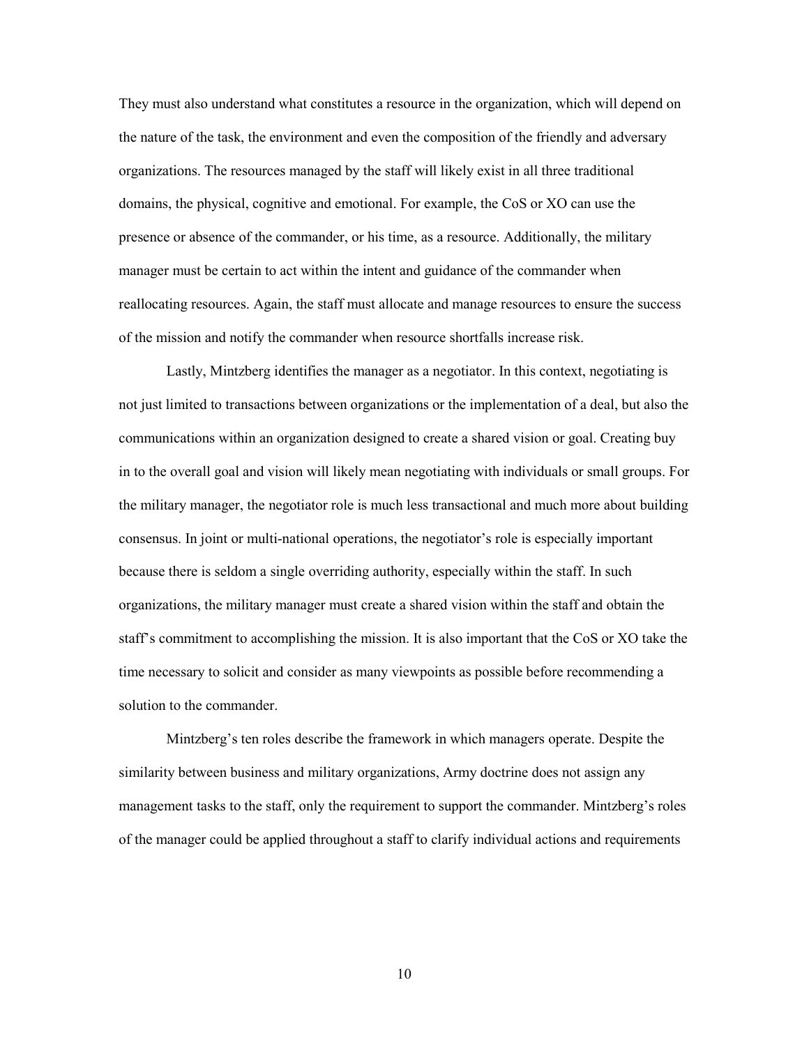They must also understand what constitutes a resource in the organization, which will depend on the nature of the task, the environment and even the composition of the friendly and adversary organizations. The resources managed by the staff will likely exist in all three traditional domains, the physical, cognitive and emotional. For example, the CoS or XO can use the presence or absence of the commander, or his time, as a resource. Additionally, the military manager must be certain to act within the intent and guidance of the commander when reallocating resources. Again, the staff must allocate and manage resources to ensure the success of the mission and notify the commander when resource shortfalls increase risk.

Lastly, Mintzberg identifies the manager as a negotiator. In this context, negotiating is not just limited to transactions between organizations or the implementation of a deal, but also the communications within an organization designed to create a shared vision or goal. Creating buy in to the overall goal and vision will likely mean negotiating with individuals or small groups. For the military manager, the negotiator role is much less transactional and much more about building consensus. In joint or multi-national operations, the negotiator's role is especially important because there is seldom a single overriding authority, especially within the staff. In such organizations, the military manager must create a shared vision within the staff and obtain the staff's commitment to accomplishing the mission. It is also important that the CoS or XO take the time necessary to solicit and consider as many viewpoints as possible before recommending a solution to the commander.

Mintzberg's ten roles describe the framework in which managers operate. Despite the similarity between business and military organizations, Army doctrine does not assign any management tasks to the staff, only the requirement to support the commander. Mintzberg's roles of the manager could be applied throughout a staff to clarify individual actions and requirements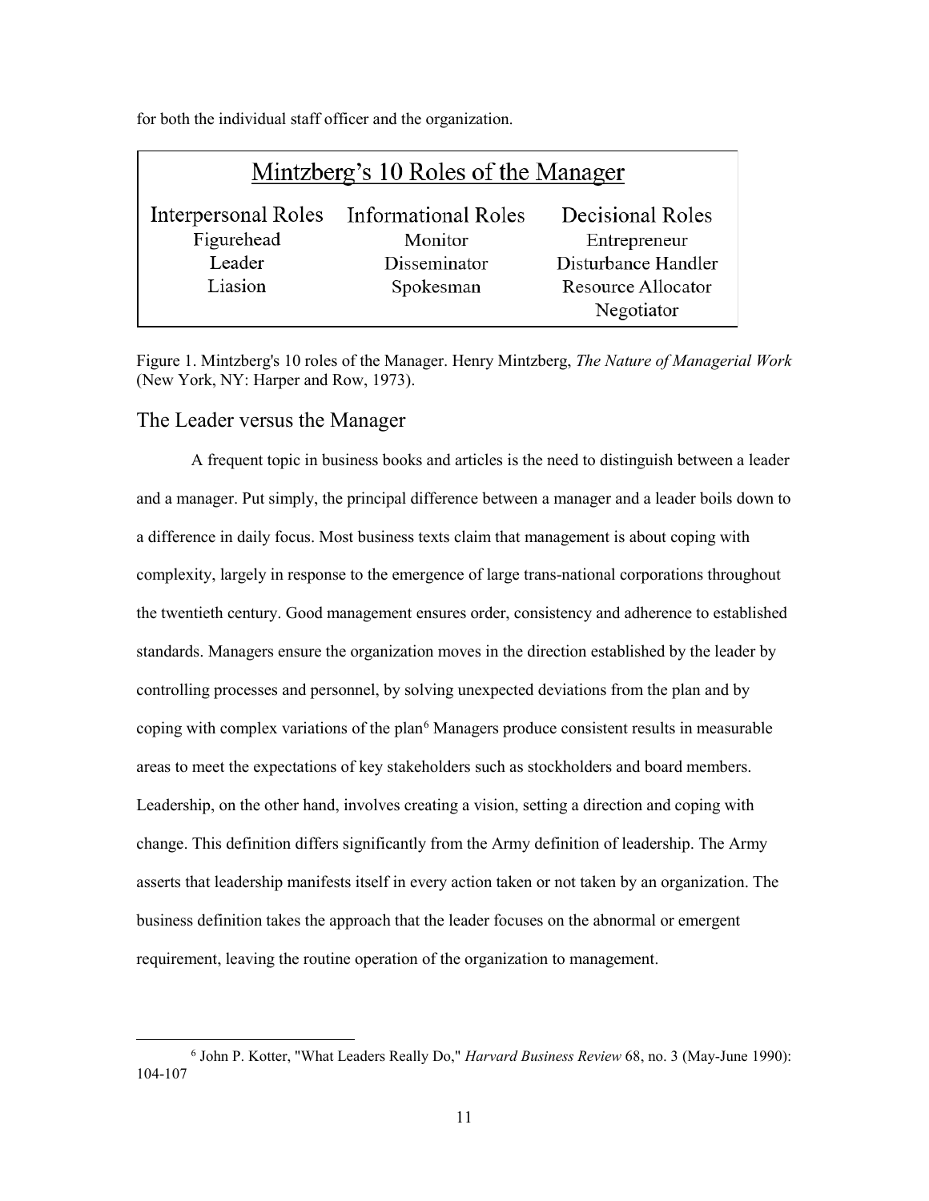for both the individual staff officer and the organization.

| Mintzberg's 10 Roles of the Manager | | |
|---|---|---|
| Interpersonal Roles | Informational Roles | Decisional Roles |
| Figurehead | Monitor | Entrepreneur |
| Leader | Disseminator | Disturbance Handler |
| Liasion | Spokesman | Resource Allocator |
| | | Negotiator |

Figure 1. Mintzberg's 10 roles of the Manager. Henry Mintzberg, *The Nature of Managerial Work* (New York, NY: Harper and Row, 1973).

## The Leader versus the Manager

A frequent topic in business books and articles is the need to distinguish between a leader and a manager. Put simply, the principal difference between a manager and a leader boils down to a difference in daily focus. Most business texts claim that management is about coping with complexity, largely in response to the emergence of large trans-national corporations throughout the twentieth century. Good management ensures order, consistency and adherence to established standards. Managers ensure the organization moves in the direction established by the leader by controlling processes and personnel, by solving unexpected deviations from the plan and by coping with complex variations of the plan[6] Managers produce consistent results in measurable areas to meet the expectations of key stakeholders such as stockholders and board members. Leadership, on the other hand, involves creating a vision, setting a direction and coping with change. This definition differs significantly from the Army definition of leadership. The Army asserts that leadership manifests itself in every action taken or not taken by an organization. The business definition takes the approach that the leader focuses on the abnormal or emergent requirement, leaving the routine operation of the organization to management.

---

[6] John P. Kotter, "What Leaders Really Do," *Harvard Business Review* 68, no. 3 (May-June 1990): 104-107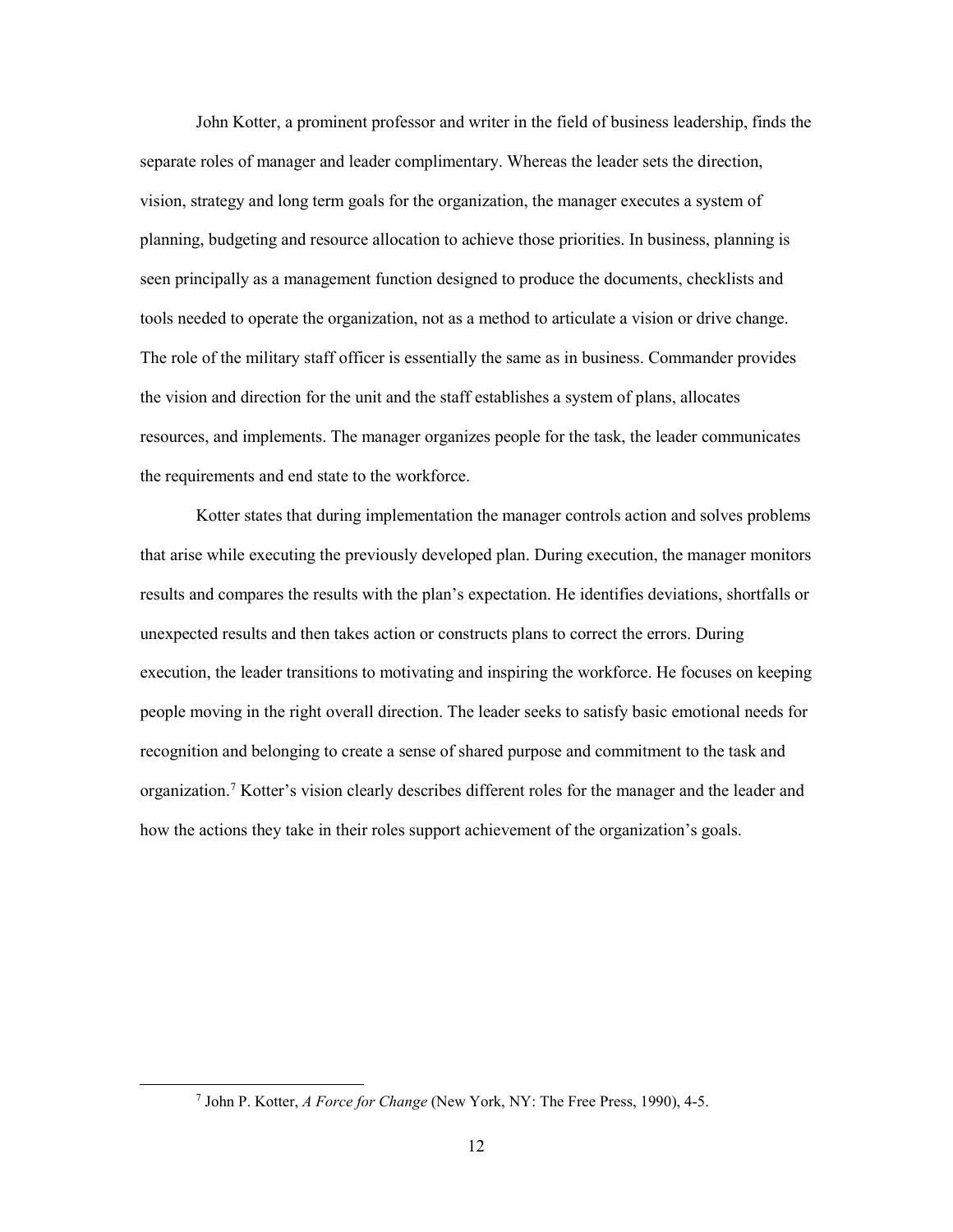John Kotter, a prominent professor and writer in the field of business leadership, finds the separate roles of manager and leader complimentary. Whereas the leader sets the direction, vision, strategy and long term goals for the organization, the manager executes a system of planning, budgeting and resource allocation to achieve those priorities. In business, planning is seen principally as a management function designed to produce the documents, checklists and tools needed to operate the organization, not as a method to articulate a vision or drive change. The role of the military staff officer is essentially the same as in business. Commander provides the vision and direction for the unit and the staff establishes a system of plans, allocates resources, and implements. The manager organizes people for the task, the leader communicates the requirements and end state to the workforce.

Kotter states that during implementation the manager controls action and solves problems that arise while executing the previously developed plan. During execution, the manager monitors results and compares the results with the plan's expectation. He identifies deviations, shortfalls or unexpected results and then takes action or constructs plans to correct the errors. During execution, the leader transitions to motivating and inspiring the workforce. He focuses on keeping people moving in the right overall direction. The leader seeks to satisfy basic emotional needs for recognition and belonging to create a sense of shared purpose and commitment to the task and organization.[7] Kotter's vision clearly describes different roles for the manager and the leader and how the actions they take in their roles support achievement of the organization's goals.

[7] John P. Kotter, *A Force for Change* (New York, NY: The Free Press, 1990), 4-5.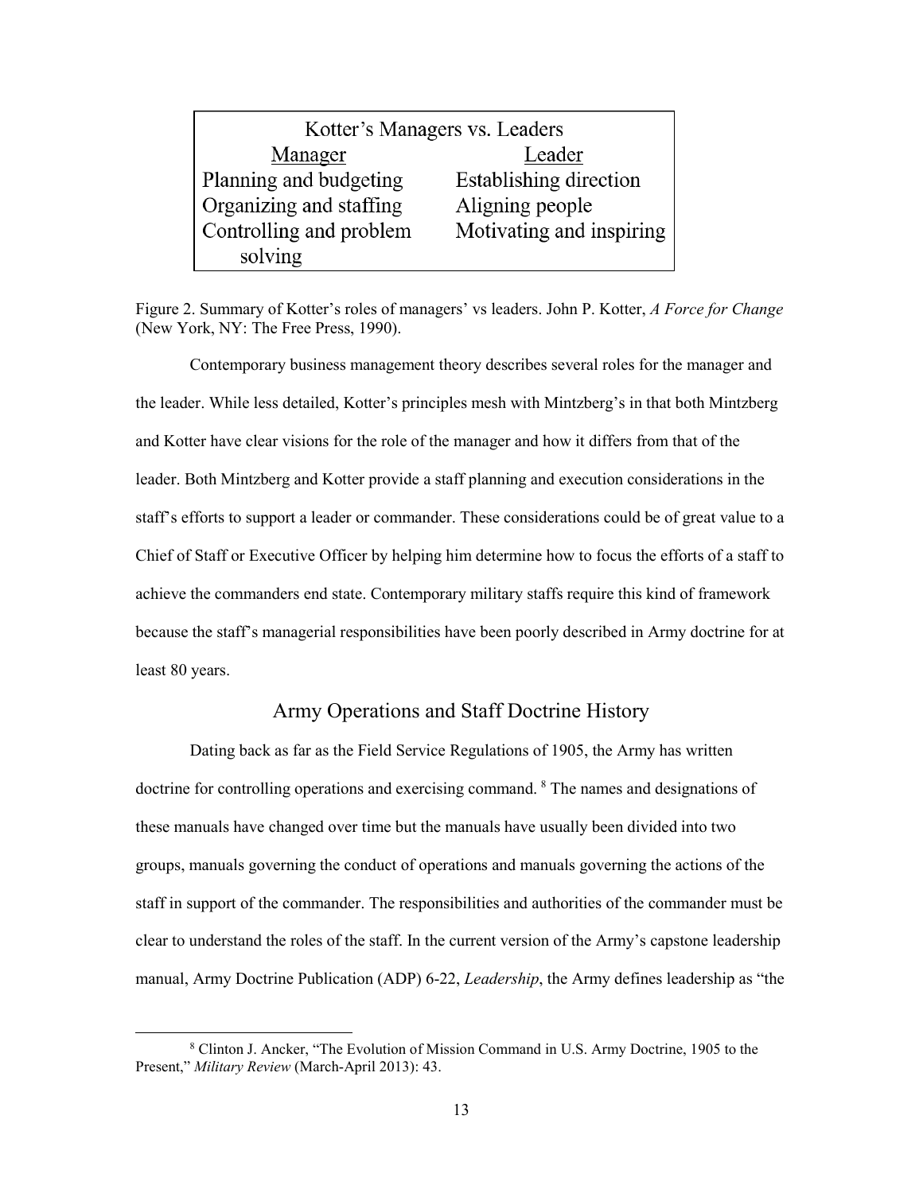| Kotter's Managers vs. Leaders | |
|---|---|
| Manager | Leader |
| Planning and budgeting | Establishing direction |
| Organizing and staffing | Aligning people |
| Controlling and problem solving | Motivating and inspiring |

Figure 2. Summary of Kotter's roles of managers' vs leaders. John P. Kotter, *A Force for Change* (New York, NY: The Free Press, 1990).

Contemporary business management theory describes several roles for the manager and the leader. While less detailed, Kotter's principles mesh with Mintzberg's in that both Mintzberg and Kotter have clear visions for the role of the manager and how it differs from that of the leader. Both Mintzberg and Kotter provide a staff planning and execution considerations in the staff's efforts to support a leader or commander. These considerations could be of great value to a Chief of Staff or Executive Officer by helping him determine how to focus the efforts of a staff to achieve the commanders end state. Contemporary military staffs require this kind of framework because the staff's managerial responsibilities have been poorly described in Army doctrine for at least 80 years.

## Army Operations and Staff Doctrine History

Dating back as far as the Field Service Regulations of 1905, the Army has written doctrine for controlling operations and exercising command. [8] The names and designations of these manuals have changed over time but the manuals have usually been divided into two groups, manuals governing the conduct of operations and manuals governing the actions of the staff in support of the commander. The responsibilities and authorities of the commander must be clear to understand the roles of the staff. In the current version of the Army's capstone leadership manual, Army Doctrine Publication (ADP) 6-22, *Leadership*, the Army defines leadership as "the

[8] Clinton J. Ancker, "The Evolution of Mission Command in U.S. Army Doctrine, 1905 to the Present," *Military Review* (March-April 2013): 43.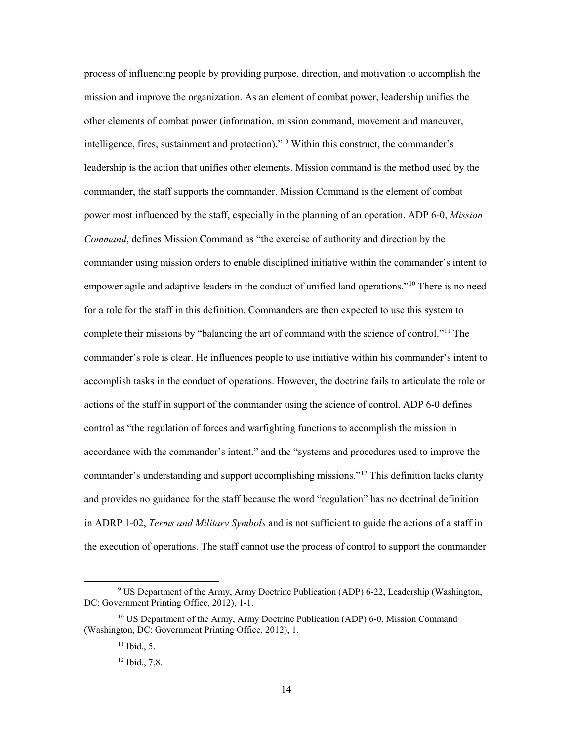process of influencing people by providing purpose, direction, and motivation to accomplish the mission and improve the organization. As an element of combat power, leadership unifies the other elements of combat power (information, mission command, movement and maneuver, intelligence, fires, sustainment and protection)." [9] Within this construct, the commander's leadership is the action that unifies other elements. Mission command is the method used by the commander, the staff supports the commander. Mission Command is the element of combat power most influenced by the staff, especially in the planning of an operation. ADP 6-0, *Mission Command*, defines Mission Command as "the exercise of authority and direction by the commander using mission orders to enable disciplined initiative within the commander's intent to empower agile and adaptive leaders in the conduct of unified land operations."[10] There is no need for a role for the staff in this definition. Commanders are then expected to use this system to complete their missions by "balancing the art of command with the science of control."[11] The commander's role is clear. He influences people to use initiative within his commander's intent to accomplish tasks in the conduct of operations. However, the doctrine fails to articulate the role or actions of the staff in support of the commander using the science of control. ADP 6-0 defines control as "the regulation of forces and warfighting functions to accomplish the mission in accordance with the commander's intent." and the "systems and procedures used to improve the commander's understanding and support accomplishing missions."[12] This definition lacks clarity and provides no guidance for the staff because the word "regulation" has no doctrinal definition in ADRP 1-02, *Terms and Military Symbols* and is not sufficient to guide the actions of a staff in the execution of operations. The staff cannot use the process of control to support the commander

---

[9] US Department of the Army, Army Doctrine Publication (ADP) 6-22, Leadership (Washington, DC: Government Printing Office, 2012), 1-1.

[10] US Department of the Army, Army Doctrine Publication (ADP) 6-0, Mission Command (Washington, DC: Government Printing Office, 2012), 1.

[11] Ibid., 5.

[12] Ibid., 7,8.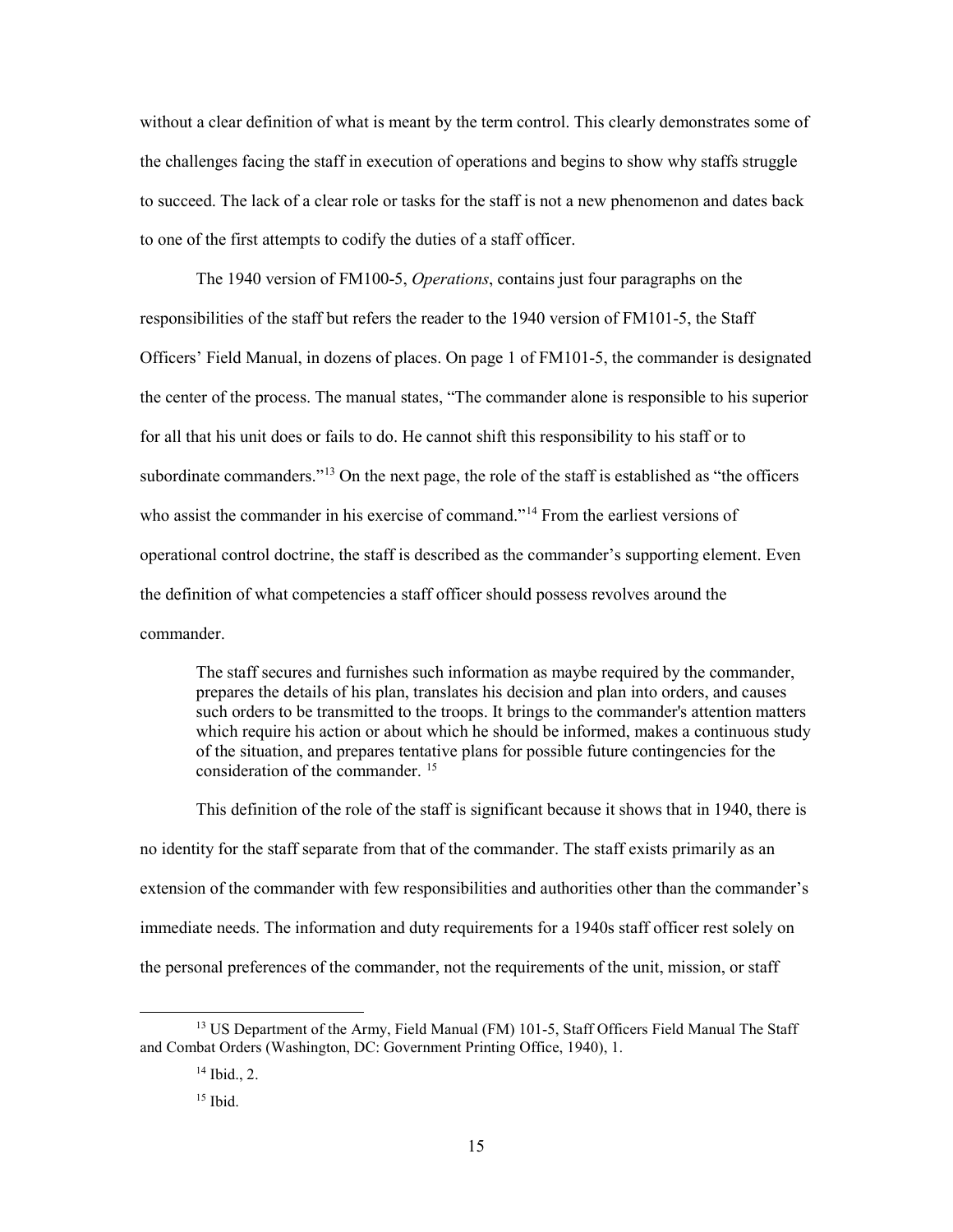without a clear definition of what is meant by the term control. This clearly demonstrates some of the challenges facing the staff in execution of operations and begins to show why staffs struggle to succeed. The lack of a clear role or tasks for the staff is not a new phenomenon and dates back to one of the first attempts to codify the duties of a staff officer.

The 1940 version of FM100-5, *Operations*, contains just four paragraphs on the responsibilities of the staff but refers the reader to the 1940 version of FM101-5, the Staff Officers' Field Manual, in dozens of places. On page 1 of FM101-5, the commander is designated the center of the process. The manual states, "The commander alone is responsible to his superior for all that his unit does or fails to do. He cannot shift this responsibility to his staff or to subordinate commanders."[13] On the next page, the role of the staff is established as "the officers who assist the commander in his exercise of command."[14] From the earliest versions of operational control doctrine, the staff is described as the commander's supporting element. Even the definition of what competencies a staff officer should possess revolves around the commander.

> The staff secures and furnishes such information as maybe required by the commander, prepares the details of his plan, translates his decision and plan into orders, and causes such orders to be transmitted to the troops. It brings to the commander's attention matters which require his action or about which he should be informed, makes a continuous study of the situation, and prepares tentative plans for possible future contingencies for the consideration of the commander. [15]

This definition of the role of the staff is significant because it shows that in 1940, there is no identity for the staff separate from that of the commander. The staff exists primarily as an extension of the commander with few responsibilities and authorities other than the commander's immediate needs. The information and duty requirements for a 1940s staff officer rest solely on the personal preferences of the commander, not the requirements of the unit, mission, or staff

---

[13] US Department of the Army, Field Manual (FM) 101-5, Staff Officers Field Manual The Staff and Combat Orders (Washington, DC: Government Printing Office, 1940), 1.

[14] Ibid., 2.

[15] Ibid.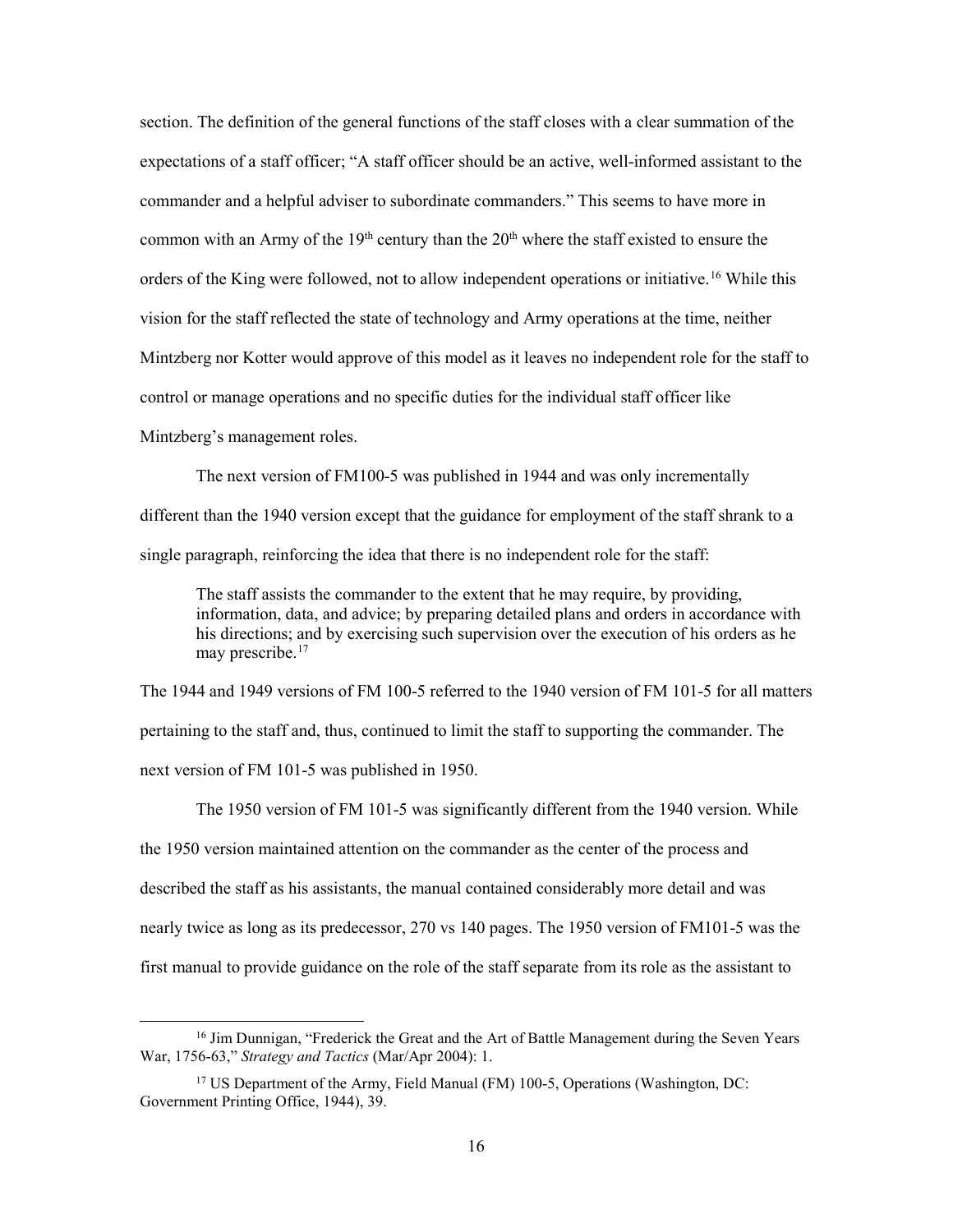section. The definition of the general functions of the staff closes with a clear summation of the expectations of a staff officer; "A staff officer should be an active, well-informed assistant to the commander and a helpful adviser to subordinate commanders." This seems to have more in common with an Army of the 19th century than the 20th where the staff existed to ensure the orders of the King were followed, not to allow independent operations or initiative.[16] While this vision for the staff reflected the state of technology and Army operations at the time, neither Mintzberg nor Kotter would approve of this model as it leaves no independent role for the staff to control or manage operations and no specific duties for the individual staff officer like Mintzberg's management roles.

The next version of FM100-5 was published in 1944 and was only incrementally different than the 1940 version except that the guidance for employment of the staff shrank to a single paragraph, reinforcing the idea that there is no independent role for the staff:

> The staff assists the commander to the extent that he may require, by providing, information, data, and advice; by preparing detailed plans and orders in accordance with his directions; and by exercising such supervision over the execution of his orders as he may prescribe.[17]

The 1944 and 1949 versions of FM 100-5 referred to the 1940 version of FM 101-5 for all matters pertaining to the staff and, thus, continued to limit the staff to supporting the commander. The next version of FM 101-5 was published in 1950.

The 1950 version of FM 101-5 was significantly different from the 1940 version. While the 1950 version maintained attention on the commander as the center of the process and described the staff as his assistants, the manual contained considerably more detail and was nearly twice as long as its predecessor, 270 vs 140 pages. The 1950 version of FM101-5 was the first manual to provide guidance on the role of the staff separate from its role as the assistant to

---

[16] Jim Dunnigan, "Frederick the Great and the Art of Battle Management during the Seven Years War, 1756-63," *Strategy and Tactics* (Mar/Apr 2004): 1.

[17] US Department of the Army, Field Manual (FM) 100-5, Operations (Washington, DC: Government Printing Office, 1944), 39.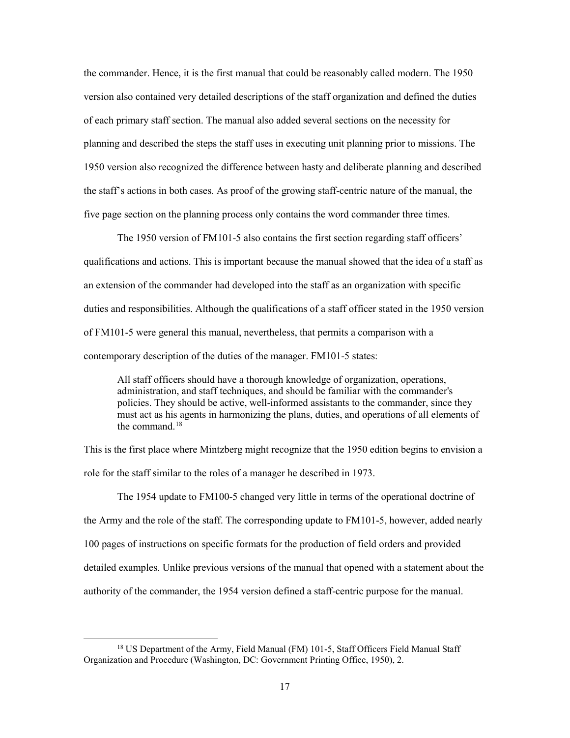the commander. Hence, it is the first manual that could be reasonably called modern. The 1950 version also contained very detailed descriptions of the staff organization and defined the duties of each primary staff section. The manual also added several sections on the necessity for planning and described the steps the staff uses in executing unit planning prior to missions. The 1950 version also recognized the difference between hasty and deliberate planning and described the staff's actions in both cases. As proof of the growing staff-centric nature of the manual, the five page section on the planning process only contains the word commander three times.

The 1950 version of FM101-5 also contains the first section regarding staff officers' qualifications and actions. This is important because the manual showed that the idea of a staff as an extension of the commander had developed into the staff as an organization with specific duties and responsibilities. Although the qualifications of a staff officer stated in the 1950 version of FM101-5 were general this manual, nevertheless, that permits a comparison with a contemporary description of the duties of the manager. FM101-5 states:

> All staff officers should have a thorough knowledge of organization, operations, administration, and staff techniques, and should be familiar with the commander's policies. They should be active, well-informed assistants to the commander, since they must act as his agents in harmonizing the plans, duties, and operations of all elements of the command.[18]

This is the first place where Mintzberg might recognize that the 1950 edition begins to envision a role for the staff similar to the roles of a manager he described in 1973.

The 1954 update to FM100-5 changed very little in terms of the operational doctrine of the Army and the role of the staff. The corresponding update to FM101-5, however, added nearly 100 pages of instructions on specific formats for the production of field orders and provided detailed examples. Unlike previous versions of the manual that opened with a statement about the authority of the commander, the 1954 version defined a staff-centric purpose for the manual.

[18] US Department of the Army, Field Manual (FM) 101-5, Staff Officers Field Manual Staff Organization and Procedure (Washington, DC: Government Printing Office, 1950), 2.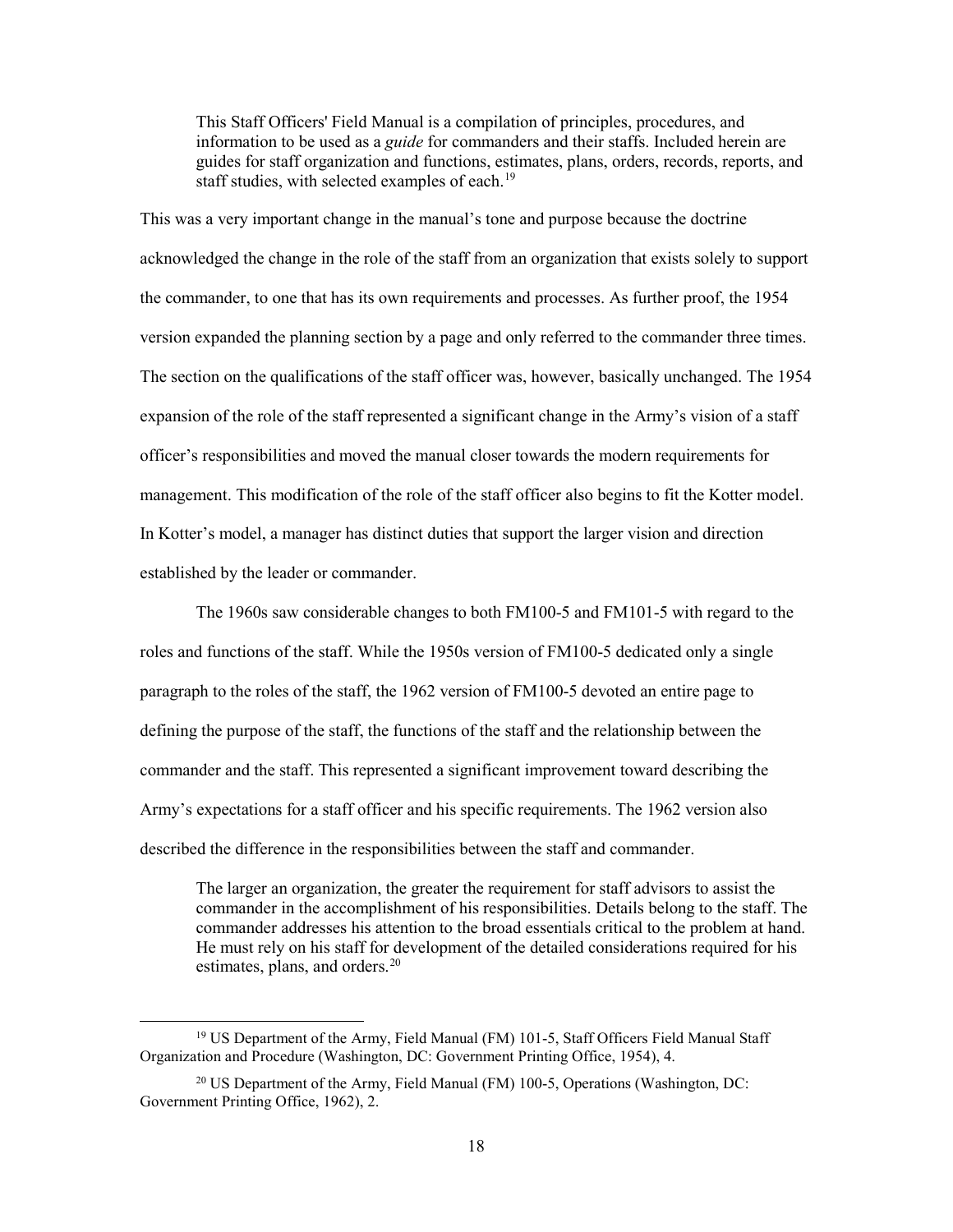> This Staff Officers' Field Manual is a compilation of principles, procedures, and information to be used as a *guide* for commanders and their staffs. Included herein are guides for staff organization and functions, estimates, plans, orders, records, reports, and staff studies, with selected examples of each.[19]

This was a very important change in the manual's tone and purpose because the doctrine acknowledged the change in the role of the staff from an organization that exists solely to support the commander, to one that has its own requirements and processes. As further proof, the 1954 version expanded the planning section by a page and only referred to the commander three times. The section on the qualifications of the staff officer was, however, basically unchanged. The 1954 expansion of the role of the staff represented a significant change in the Army's vision of a staff officer's responsibilities and moved the manual closer towards the modern requirements for management. This modification of the role of the staff officer also begins to fit the Kotter model. In Kotter's model, a manager has distinct duties that support the larger vision and direction established by the leader or commander.

The 1960s saw considerable changes to both FM100-5 and FM101-5 with regard to the roles and functions of the staff. While the 1950s version of FM100-5 dedicated only a single paragraph to the roles of the staff, the 1962 version of FM100-5 devoted an entire page to defining the purpose of the staff, the functions of the staff and the relationship between the commander and the staff. This represented a significant improvement toward describing the Army's expectations for a staff officer and his specific requirements. The 1962 version also described the difference in the responsibilities between the staff and commander.

> The larger an organization, the greater the requirement for staff advisors to assist the commander in the accomplishment of his responsibilities. Details belong to the staff. The commander addresses his attention to the broad essentials critical to the problem at hand. He must rely on his staff for development of the detailed considerations required for his estimates, plans, and orders.[20]

---

[19] US Department of the Army, Field Manual (FM) 101-5, Staff Officers Field Manual Staff Organization and Procedure (Washington, DC: Government Printing Office, 1954), 4.

[20] US Department of the Army, Field Manual (FM) 100-5, Operations (Washington, DC: Government Printing Office, 1962), 2.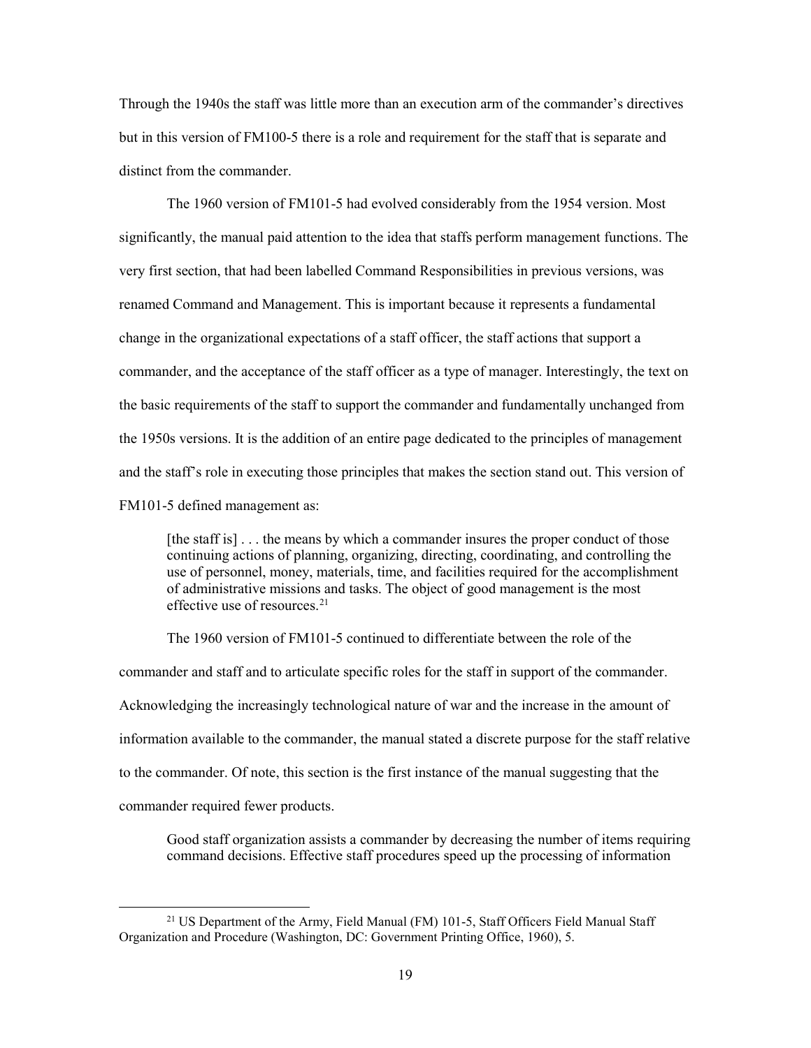Through the 1940s the staff was little more than an execution arm of the commander's directives but in this version of FM100-5 there is a role and requirement for the staff that is separate and distinct from the commander.

The 1960 version of FM101-5 had evolved considerably from the 1954 version. Most significantly, the manual paid attention to the idea that staffs perform management functions. The very first section, that had been labelled Command Responsibilities in previous versions, was renamed Command and Management. This is important because it represents a fundamental change in the organizational expectations of a staff officer, the staff actions that support a commander, and the acceptance of the staff officer as a type of manager. Interestingly, the text on the basic requirements of the staff to support the commander and fundamentally unchanged from the 1950s versions. It is the addition of an entire page dedicated to the principles of management and the staff's role in executing those principles that makes the section stand out. This version of FM101-5 defined management as:

> [the staff is] . . . the means by which a commander insures the proper conduct of those continuing actions of planning, organizing, directing, coordinating, and controlling the use of personnel, money, materials, time, and facilities required for the accomplishment of administrative missions and tasks. The object of good management is the most effective use of resources.[21]

The 1960 version of FM101-5 continued to differentiate between the role of the commander and staff and to articulate specific roles for the staff in support of the commander. Acknowledging the increasingly technological nature of war and the increase in the amount of information available to the commander, the manual stated a discrete purpose for the staff relative to the commander. Of note, this section is the first instance of the manual suggesting that the commander required fewer products.

> Good staff organization assists a commander by decreasing the number of items requiring command decisions. Effective staff procedures speed up the processing of information

[21] US Department of the Army, Field Manual (FM) 101-5, Staff Officers Field Manual Staff Organization and Procedure (Washington, DC: Government Printing Office, 1960), 5.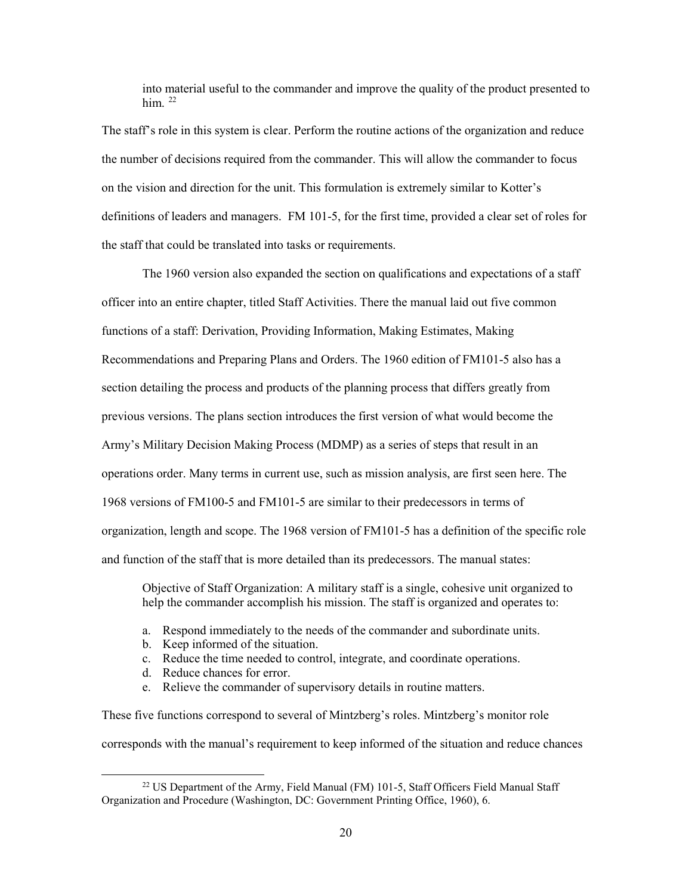> into material useful to the commander and improve the quality of the product presented to him. [22]

The staff's role in this system is clear. Perform the routine actions of the organization and reduce the number of decisions required from the commander. This will allow the commander to focus on the vision and direction for the unit. This formulation is extremely similar to Kotter's definitions of leaders and managers. FM 101-5, for the first time, provided a clear set of roles for the staff that could be translated into tasks or requirements.

The 1960 version also expanded the section on qualifications and expectations of a staff officer into an entire chapter, titled Staff Activities. There the manual laid out five common functions of a staff: Derivation, Providing Information, Making Estimates, Making Recommendations and Preparing Plans and Orders. The 1960 edition of FM101-5 also has a section detailing the process and products of the planning process that differs greatly from previous versions. The plans section introduces the first version of what would become the Army's Military Decision Making Process (MDMP) as a series of steps that result in an operations order. Many terms in current use, such as mission analysis, are first seen here. The 1968 versions of FM100-5 and FM101-5 are similar to their predecessors in terms of organization, length and scope. The 1968 version of FM101-5 has a definition of the specific role and function of the staff that is more detailed than its predecessors. The manual states:

> Objective of Staff Organization: A military staff is a single, cohesive unit organized to help the commander accomplish his mission. The staff is organized and operates to:
>
> a. Respond immediately to the needs of the commander and subordinate units.
> b. Keep informed of the situation.
> c. Reduce the time needed to control, integrate, and coordinate operations.
> d. Reduce chances for error.
> e. Relieve the commander of supervisory details in routine matters.

These five functions correspond to several of Mintzberg's roles. Mintzberg's monitor role corresponds with the manual's requirement to keep informed of the situation and reduce chances

---

[22] US Department of the Army, Field Manual (FM) 101-5, Staff Officers Field Manual Staff Organization and Procedure (Washington, DC: Government Printing Office, 1960), 6.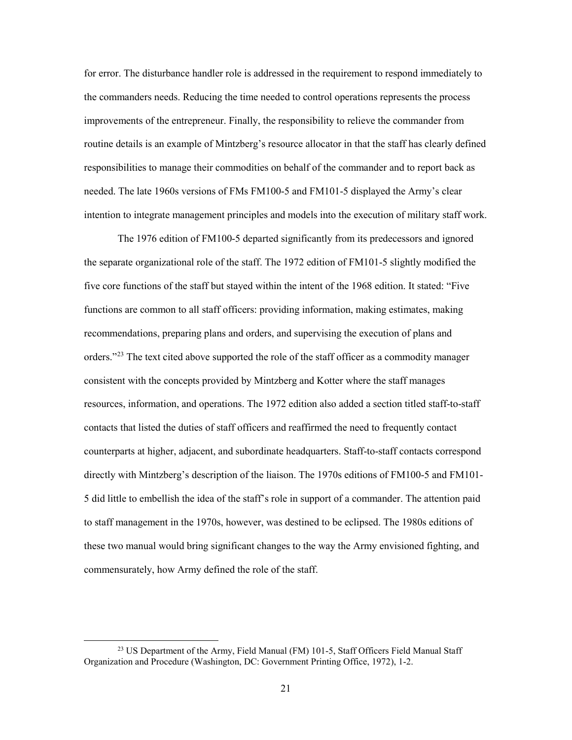for error. The disturbance handler role is addressed in the requirement to respond immediately to the commanders needs. Reducing the time needed to control operations represents the process improvements of the entrepreneur. Finally, the responsibility to relieve the commander from routine details is an example of Mintzberg's resource allocator in that the staff has clearly defined responsibilities to manage their commodities on behalf of the commander and to report back as needed. The late 1960s versions of FMs FM100-5 and FM101-5 displayed the Army's clear intention to integrate management principles and models into the execution of military staff work.

The 1976 edition of FM100-5 departed significantly from its predecessors and ignored the separate organizational role of the staff. The 1972 edition of FM101-5 slightly modified the five core functions of the staff but stayed within the intent of the 1968 edition. It stated: "Five functions are common to all staff officers: providing information, making estimates, making recommendations, preparing plans and orders, and supervising the execution of plans and orders."[23] The text cited above supported the role of the staff officer as a commodity manager consistent with the concepts provided by Mintzberg and Kotter where the staff manages resources, information, and operations. The 1972 edition also added a section titled staff-to-staff contacts that listed the duties of staff officers and reaffirmed the need to frequently contact counterparts at higher, adjacent, and subordinate headquarters. Staff-to-staff contacts correspond directly with Mintzberg's description of the liaison. The 1970s editions of FM100-5 and FM101-5 did little to embellish the idea of the staff's role in support of a commander. The attention paid to staff management in the 1970s, however, was destined to be eclipsed. The 1980s editions of these two manual would bring significant changes to the way the Army envisioned fighting, and commensurately, how Army defined the role of the staff.

[23] US Department of the Army, Field Manual (FM) 101-5, Staff Officers Field Manual Staff Organization and Procedure (Washington, DC: Government Printing Office, 1972), 1-2.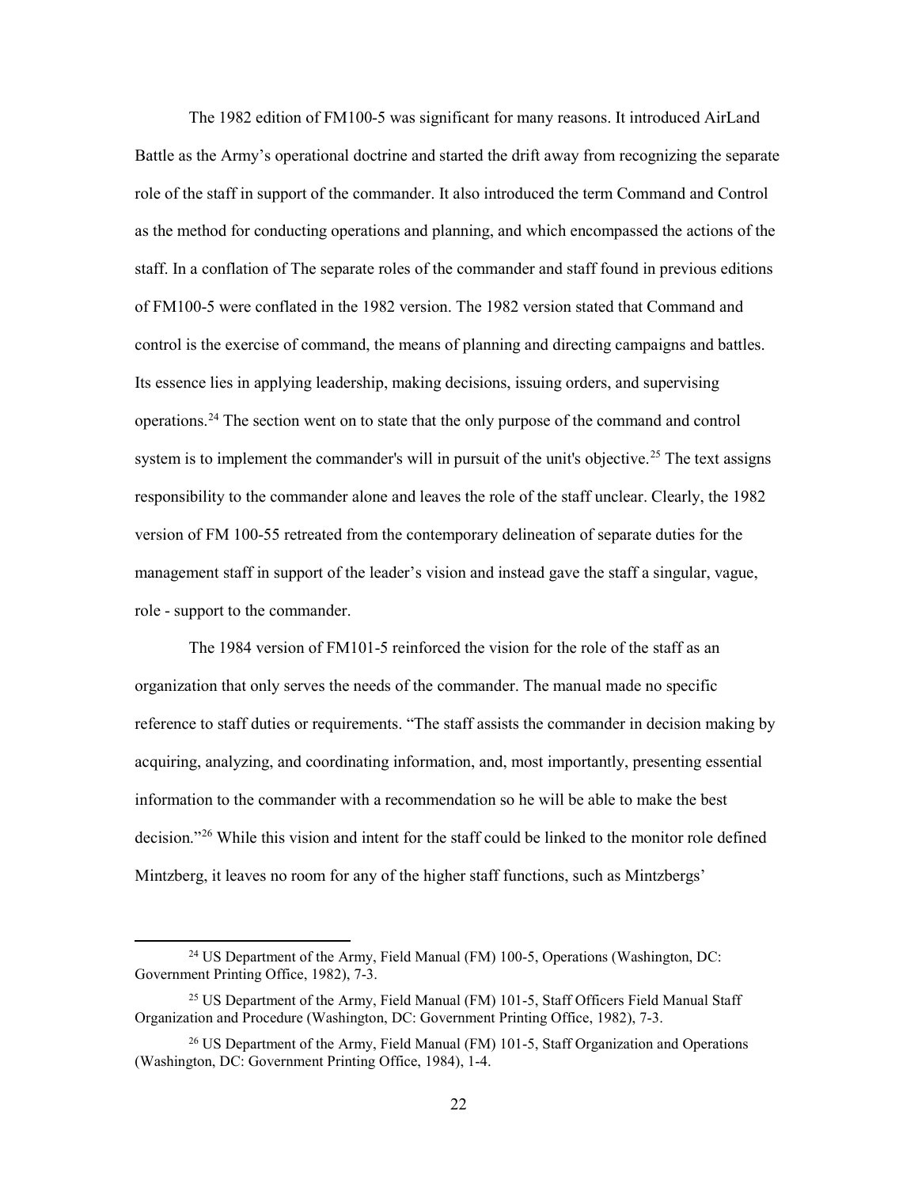The 1982 edition of FM100-5 was significant for many reasons. It introduced AirLand Battle as the Army's operational doctrine and started the drift away from recognizing the separate role of the staff in support of the commander. It also introduced the term Command and Control as the method for conducting operations and planning, and which encompassed the actions of the staff. In a conflation of The separate roles of the commander and staff found in previous editions of FM100-5 were conflated in the 1982 version. The 1982 version stated that Command and control is the exercise of command, the means of planning and directing campaigns and battles. Its essence lies in applying leadership, making decisions, issuing orders, and supervising operations.[24] The section went on to state that the only purpose of the command and control system is to implement the commander's will in pursuit of the unit's objective.[25] The text assigns responsibility to the commander alone and leaves the role of the staff unclear. Clearly, the 1982 version of FM 100-55 retreated from the contemporary delineation of separate duties for the management staff in support of the leader's vision and instead gave the staff a singular, vague, role - support to the commander.

The 1984 version of FM101-5 reinforced the vision for the role of the staff as an organization that only serves the needs of the commander. The manual made no specific reference to staff duties or requirements. "The staff assists the commander in decision making by acquiring, analyzing, and coordinating information, and, most importantly, presenting essential information to the commander with a recommendation so he will be able to make the best decision."[26] While this vision and intent for the staff could be linked to the monitor role defined Mintzberg, it leaves no room for any of the higher staff functions, such as Mintzbergs'

---

[24] US Department of the Army, Field Manual (FM) 100-5, Operations (Washington, DC: Government Printing Office, 1982), 7-3.

[25] US Department of the Army, Field Manual (FM) 101-5, Staff Officers Field Manual Staff Organization and Procedure (Washington, DC: Government Printing Office, 1982), 7-3.

[26] US Department of the Army, Field Manual (FM) 101-5, Staff Organization and Operations (Washington, DC: Government Printing Office, 1984), 1-4.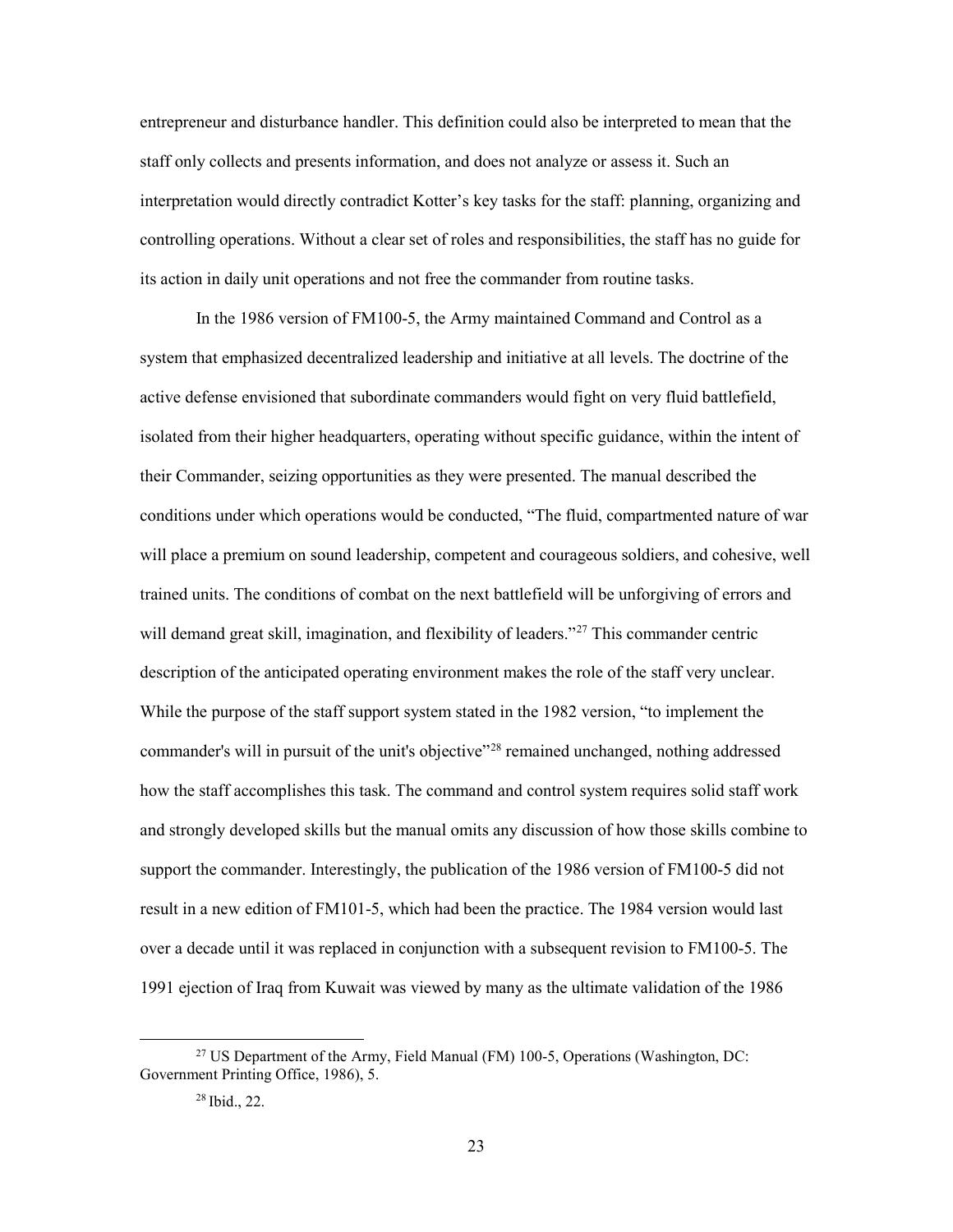entrepreneur and disturbance handler. This definition could also be interpreted to mean that the staff only collects and presents information, and does not analyze or assess it. Such an interpretation would directly contradict Kotter's key tasks for the staff: planning, organizing and controlling operations. Without a clear set of roles and responsibilities, the staff has no guide for its action in daily unit operations and not free the commander from routine tasks.

In the 1986 version of FM100-5, the Army maintained Command and Control as a system that emphasized decentralized leadership and initiative at all levels. The doctrine of the active defense envisioned that subordinate commanders would fight on very fluid battlefield, isolated from their higher headquarters, operating without specific guidance, within the intent of their Commander, seizing opportunities as they were presented. The manual described the conditions under which operations would be conducted, "The fluid, compartmented nature of war will place a premium on sound leadership, competent and courageous soldiers, and cohesive, well trained units. The conditions of combat on the next battlefield will be unforgiving of errors and will demand great skill, imagination, and flexibility of leaders."[27] This commander centric description of the anticipated operating environment makes the role of the staff very unclear. While the purpose of the staff support system stated in the 1982 version, "to implement the commander's will in pursuit of the unit's objective"[28] remained unchanged, nothing addressed how the staff accomplishes this task. The command and control system requires solid staff work and strongly developed skills but the manual omits any discussion of how those skills combine to support the commander. Interestingly, the publication of the 1986 version of FM100-5 did not result in a new edition of FM101-5, which had been the practice. The 1984 version would last over a decade until it was replaced in conjunction with a subsequent revision to FM100-5. The 1991 ejection of Iraq from Kuwait was viewed by many as the ultimate validation of the 1986

---

[27] US Department of the Army, Field Manual (FM) 100-5, Operations (Washington, DC: Government Printing Office, 1986), 5.

[28] Ibid., 22.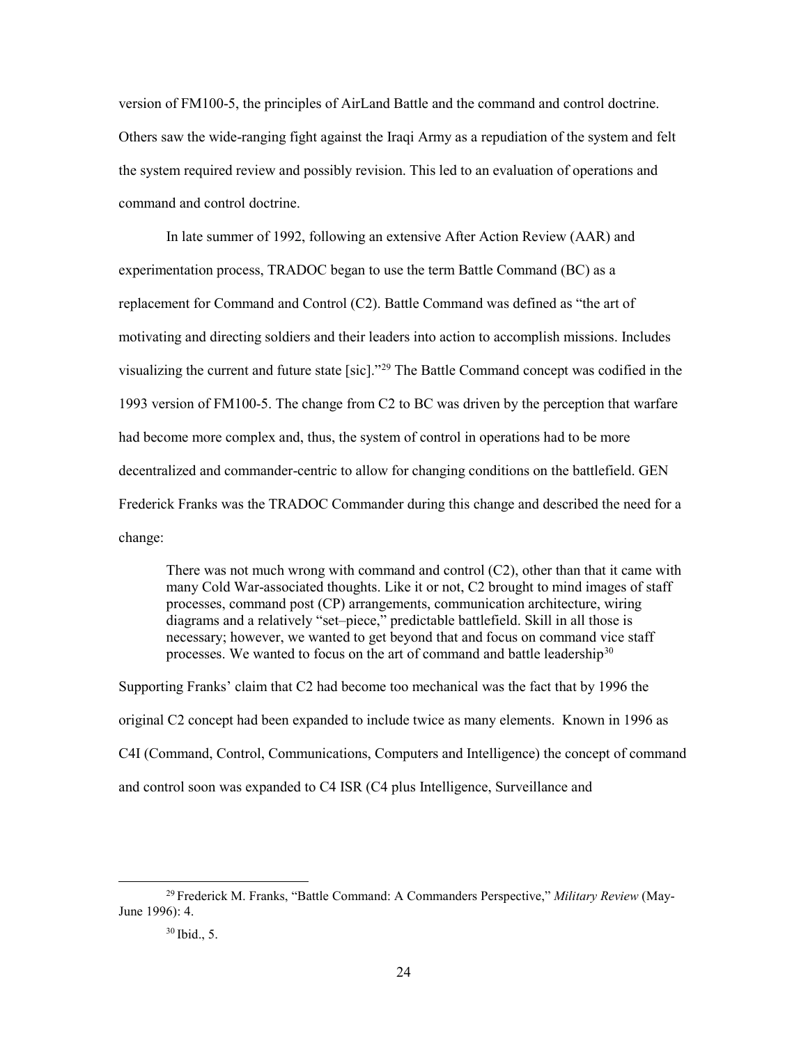version of FM100-5, the principles of AirLand Battle and the command and control doctrine. Others saw the wide-ranging fight against the Iraqi Army as a repudiation of the system and felt the system required review and possibly revision. This led to an evaluation of operations and command and control doctrine.

In late summer of 1992, following an extensive After Action Review (AAR) and experimentation process, TRADOC began to use the term Battle Command (BC) as a replacement for Command and Control (C2). Battle Command was defined as "the art of motivating and directing soldiers and their leaders into action to accomplish missions. Includes visualizing the current and future state [sic]."[29] The Battle Command concept was codified in the 1993 version of FM100-5. The change from C2 to BC was driven by the perception that warfare had become more complex and, thus, the system of control in operations had to be more decentralized and commander-centric to allow for changing conditions on the battlefield. GEN Frederick Franks was the TRADOC Commander during this change and described the need for a change:

> There was not much wrong with command and control (C2), other than that it came with many Cold War-associated thoughts. Like it or not, C2 brought to mind images of staff processes, command post (CP) arrangements, communication architecture, wiring diagrams and a relatively "set–piece," predictable battlefield. Skill in all those is necessary; however, we wanted to get beyond that and focus on command vice staff processes. We wanted to focus on the art of command and battle leadership[30]

Supporting Franks' claim that C2 had become too mechanical was the fact that by 1996 the original C2 concept had been expanded to include twice as many elements. Known in 1996 as C4I (Command, Control, Communications, Computers and Intelligence) the concept of command and control soon was expanded to C4 ISR (C4 plus Intelligence, Surveillance and

---

[29] Frederick M. Franks, "Battle Command: A Commanders Perspective," *Military Review* (May-June 1996): 4.

[30] Ibid., 5.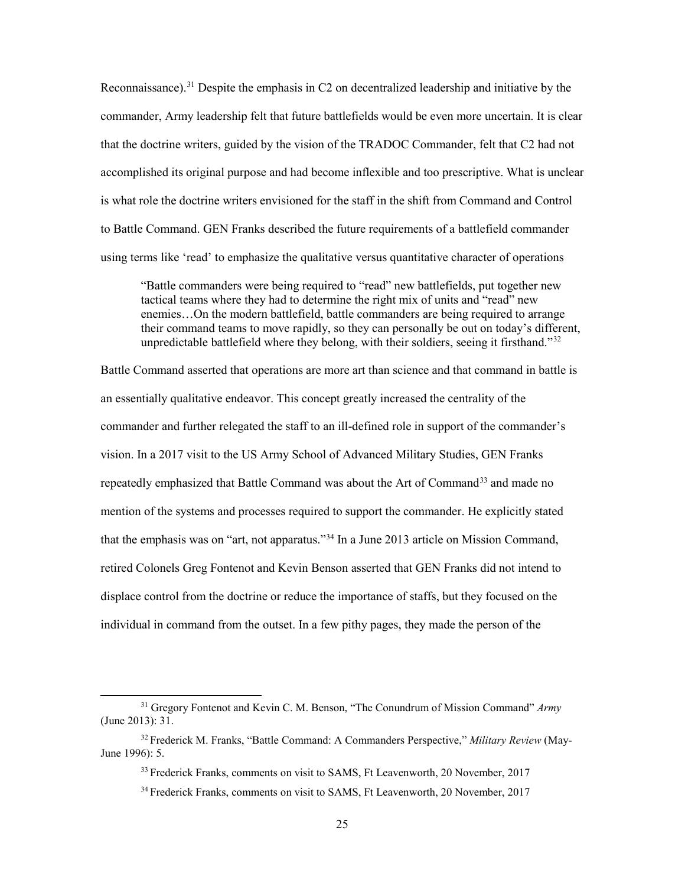Reconnaissance).[31] Despite the emphasis in C2 on decentralized leadership and initiative by the commander, Army leadership felt that future battlefields would be even more uncertain. It is clear that the doctrine writers, guided by the vision of the TRADOC Commander, felt that C2 had not accomplished its original purpose and had become inflexible and too prescriptive. What is unclear is what role the doctrine writers envisioned for the staff in the shift from Command and Control to Battle Command. GEN Franks described the future requirements of a battlefield commander using terms like 'read' to emphasize the qualitative versus quantitative character of operations

> "Battle commanders were being required to "read" new battlefields, put together new tactical teams where they had to determine the right mix of units and "read" new enemies…On the modern battlefield, battle commanders are being required to arrange their command teams to move rapidly, so they can personally be out on today's different, unpredictable battlefield where they belong, with their soldiers, seeing it firsthand."[32]

Battle Command asserted that operations are more art than science and that command in battle is an essentially qualitative endeavor. This concept greatly increased the centrality of the commander and further relegated the staff to an ill-defined role in support of the commander's vision. In a 2017 visit to the US Army School of Advanced Military Studies, GEN Franks repeatedly emphasized that Battle Command was about the Art of Command[33] and made no mention of the systems and processes required to support the commander. He explicitly stated that the emphasis was on "art, not apparatus."[34] In a June 2013 article on Mission Command, retired Colonels Greg Fontenot and Kevin Benson asserted that GEN Franks did not intend to displace control from the doctrine or reduce the importance of staffs, but they focused on the individual in command from the outset. In a few pithy pages, they made the person of the

---

[31] Gregory Fontenot and Kevin C. M. Benson, "The Conundrum of Mission Command" *Army* (June 2013): 31.

[32] Frederick M. Franks, "Battle Command: A Commanders Perspective," *Military Review* (May-June 1996): 5.

[33] Frederick Franks, comments on visit to SAMS, Ft Leavenworth, 20 November, 2017

[34] Frederick Franks, comments on visit to SAMS, Ft Leavenworth, 20 November, 2017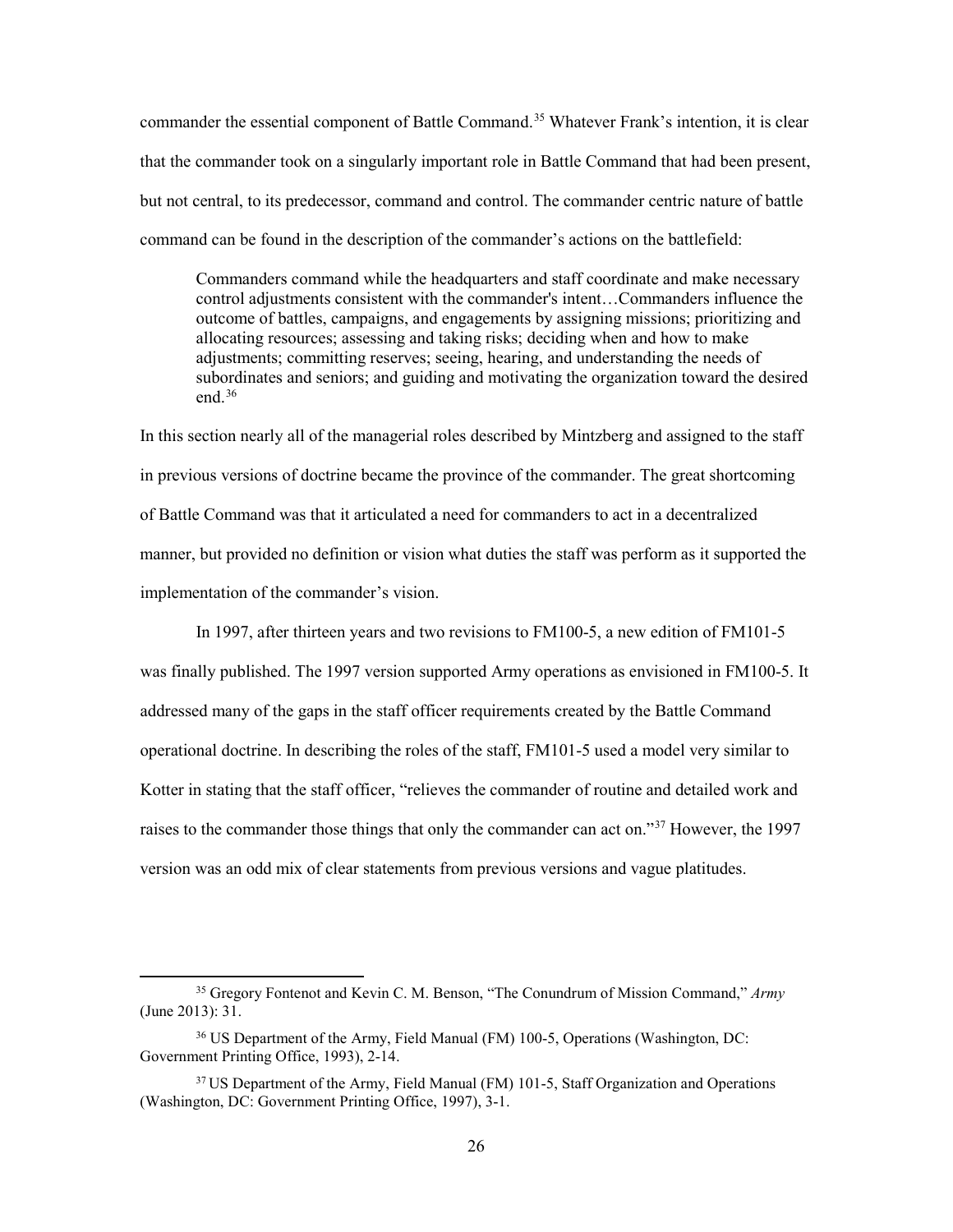commander the essential component of Battle Command.[35] Whatever Frank's intention, it is clear that the commander took on a singularly important role in Battle Command that had been present, but not central, to its predecessor, command and control. The commander centric nature of battle command can be found in the description of the commander's actions on the battlefield:

> Commanders command while the headquarters and staff coordinate and make necessary control adjustments consistent with the commander's intent…Commanders influence the outcome of battles, campaigns, and engagements by assigning missions; prioritizing and allocating resources; assessing and taking risks; deciding when and how to make adjustments; committing reserves; seeing, hearing, and understanding the needs of subordinates and seniors; and guiding and motivating the organization toward the desired end.[36]

In this section nearly all of the managerial roles described by Mintzberg and assigned to the staff in previous versions of doctrine became the province of the commander. The great shortcoming of Battle Command was that it articulated a need for commanders to act in a decentralized manner, but provided no definition or vision what duties the staff was perform as it supported the implementation of the commander's vision.

In 1997, after thirteen years and two revisions to FM100-5, a new edition of FM101-5 was finally published. The 1997 version supported Army operations as envisioned in FM100-5. It addressed many of the gaps in the staff officer requirements created by the Battle Command operational doctrine. In describing the roles of the staff, FM101-5 used a model very similar to Kotter in stating that the staff officer, "relieves the commander of routine and detailed work and raises to the commander those things that only the commander can act on."[37] However, the 1997 version was an odd mix of clear statements from previous versions and vague platitudes.

---

[35] Gregory Fontenot and Kevin C. M. Benson, "The Conundrum of Mission Command," *Army* (June 2013): 31.

[36] US Department of the Army, Field Manual (FM) 100-5, Operations (Washington, DC: Government Printing Office, 1993), 2-14.

[37] US Department of the Army, Field Manual (FM) 101-5, Staff Organization and Operations (Washington, DC: Government Printing Office, 1997), 3-1.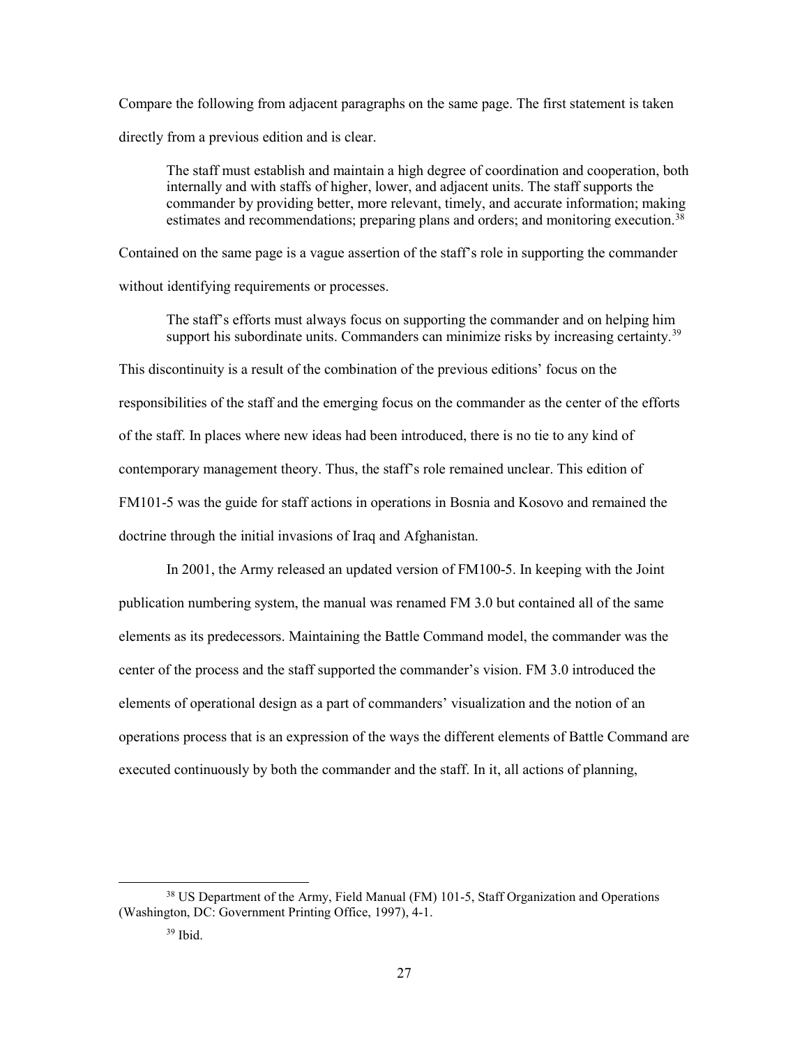Compare the following from adjacent paragraphs on the same page. The first statement is taken directly from a previous edition and is clear.

> The staff must establish and maintain a high degree of coordination and cooperation, both internally and with staffs of higher, lower, and adjacent units. The staff supports the commander by providing better, more relevant, timely, and accurate information; making estimates and recommendations; preparing plans and orders; and monitoring execution.[38]

Contained on the same page is a vague assertion of the staff's role in supporting the commander without identifying requirements or processes.

> The staff's efforts must always focus on supporting the commander and on helping him support his subordinate units. Commanders can minimize risks by increasing certainty.[39]

This discontinuity is a result of the combination of the previous editions' focus on the responsibilities of the staff and the emerging focus on the commander as the center of the efforts of the staff. In places where new ideas had been introduced, there is no tie to any kind of contemporary management theory. Thus, the staff's role remained unclear. This edition of FM101-5 was the guide for staff actions in operations in Bosnia and Kosovo and remained the doctrine through the initial invasions of Iraq and Afghanistan.

In 2001, the Army released an updated version of FM100-5. In keeping with the Joint publication numbering system, the manual was renamed FM 3.0 but contained all of the same elements as its predecessors. Maintaining the Battle Command model, the commander was the center of the process and the staff supported the commander's vision. FM 3.0 introduced the elements of operational design as a part of commanders' visualization and the notion of an operations process that is an expression of the ways the different elements of Battle Command are executed continuously by both the commander and the staff. In it, all actions of planning,

---

[38] US Department of the Army, Field Manual (FM) 101-5, Staff Organization and Operations (Washington, DC: Government Printing Office, 1997), 4-1.

[39] Ibid.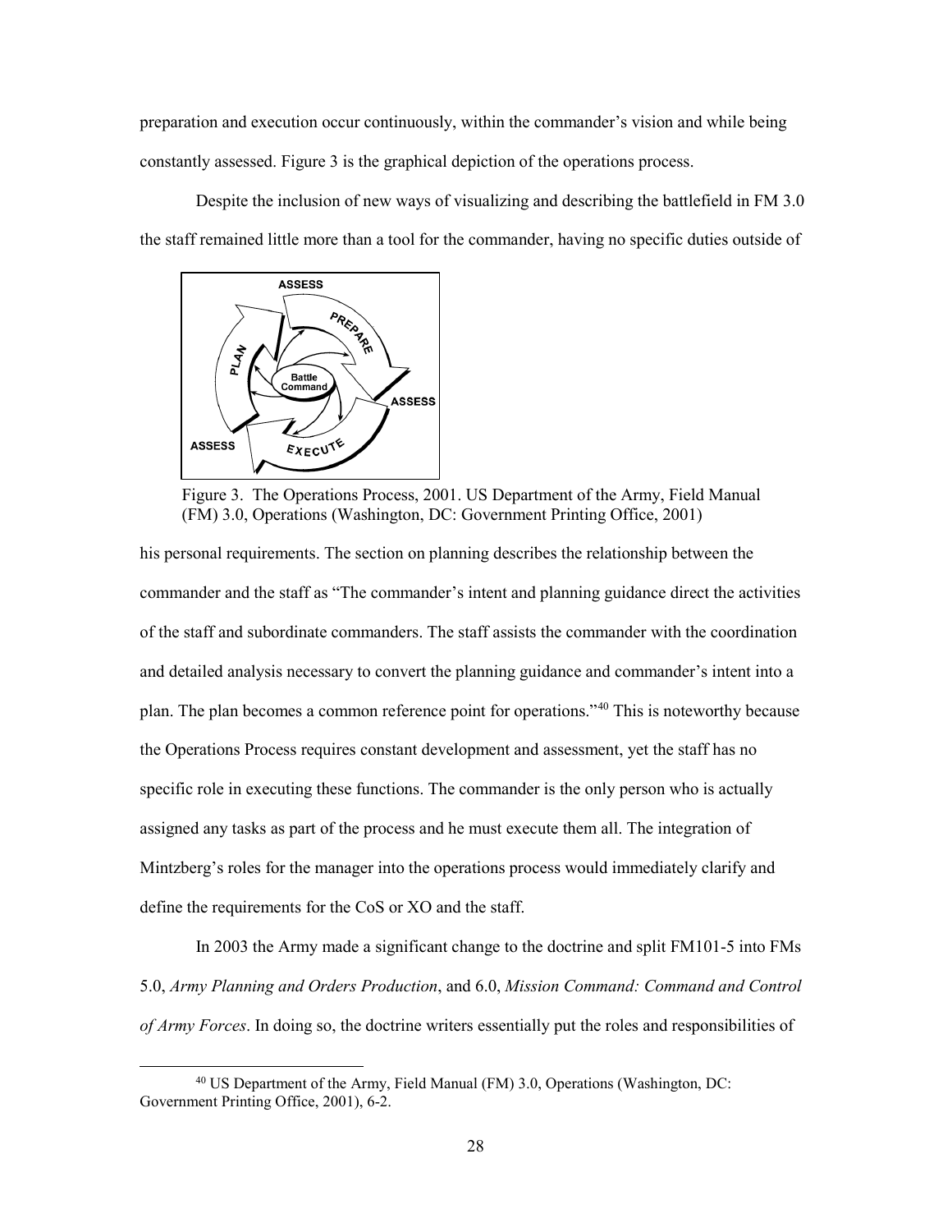preparation and execution occur continuously, within the commander's vision and while being constantly assessed. Figure 3 is the graphical depiction of the operations process.

Despite the inclusion of new ways of visualizing and describing the battlefield in FM 3.0 the staff remained little more than a tool for the commander, having no specific duties outside of his personal requirements. The section on planning describes the relationship between the commander and the staff as "The commander's intent and planning guidance direct the activities of the staff and subordinate commanders. The staff assists the commander with the coordination and detailed analysis necessary to convert the planning guidance and commander's intent into a plan. The plan becomes a common reference point for operations."[40] This is noteworthy because the Operations Process requires constant development and assessment, yet the staff has no specific role in executing these functions. The commander is the only person who is actually assigned any tasks as part of the process and he must execute them all. The integration of Mintzberg's roles for the manager into the operations process would immediately clarify and define the requirements for the CoS or XO and the staff.

Figure 3. The Operations Process, 2001. US Department of the Army, Field Manual (FM) 3.0, Operations (Washington, DC: Government Printing Office, 2001)

In 2003 the Army made a significant change to the doctrine and split FM101-5 into FMs 5.0, *Army Planning and Orders Production*, and 6.0, *Mission Command: Command and Control of Army Forces*. In doing so, the doctrine writers essentially put the roles and responsibilities of

[40] US Department of the Army, Field Manual (FM) 3.0, Operations (Washington, DC: Government Printing Office, 2001), 6-2.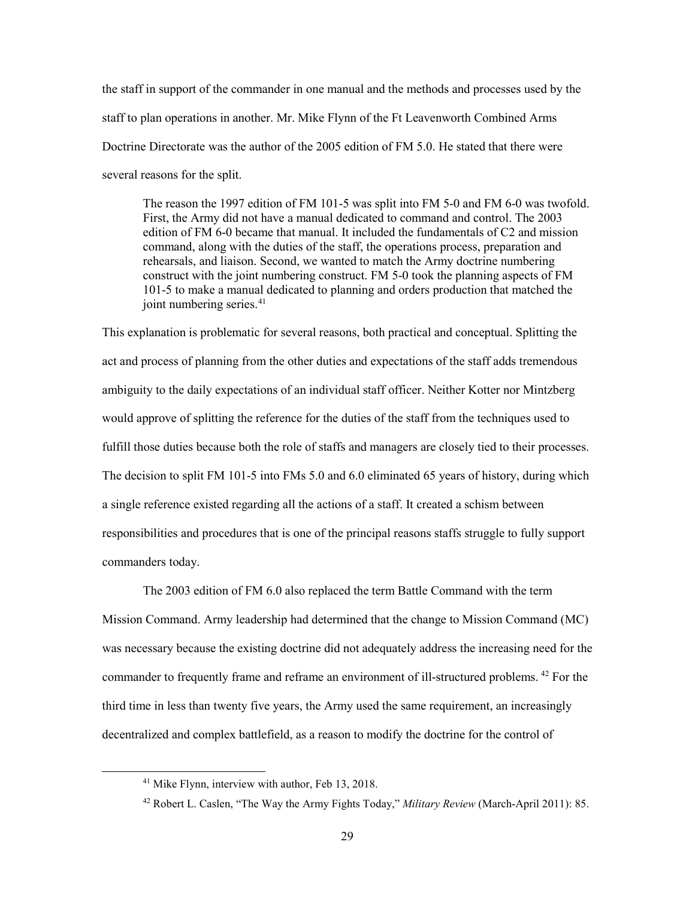the staff in support of the commander in one manual and the methods and processes used by the staff to plan operations in another. Mr. Mike Flynn of the Ft Leavenworth Combined Arms Doctrine Directorate was the author of the 2005 edition of FM 5.0. He stated that there were several reasons for the split.

> The reason the 1997 edition of FM 101-5 was split into FM 5-0 and FM 6-0 was twofold. First, the Army did not have a manual dedicated to command and control. The 2003 edition of FM 6-0 became that manual. It included the fundamentals of C2 and mission command, along with the duties of the staff, the operations process, preparation and rehearsals, and liaison. Second, we wanted to match the Army doctrine numbering construct with the joint numbering construct. FM 5-0 took the planning aspects of FM 101-5 to make a manual dedicated to planning and orders production that matched the joint numbering series.[41]

This explanation is problematic for several reasons, both practical and conceptual. Splitting the act and process of planning from the other duties and expectations of the staff adds tremendous ambiguity to the daily expectations of an individual staff officer. Neither Kotter nor Mintzberg would approve of splitting the reference for the duties of the staff from the techniques used to fulfill those duties because both the role of staffs and managers are closely tied to their processes. The decision to split FM 101-5 into FMs 5.0 and 6.0 eliminated 65 years of history, during which a single reference existed regarding all the actions of a staff. It created a schism between responsibilities and procedures that is one of the principal reasons staffs struggle to fully support commanders today.

The 2003 edition of FM 6.0 also replaced the term Battle Command with the term Mission Command. Army leadership had determined that the change to Mission Command (MC) was necessary because the existing doctrine did not adequately address the increasing need for the commander to frequently frame and reframe an environment of ill-structured problems.[42] For the third time in less than twenty five years, the Army used the same requirement, an increasingly decentralized and complex battlefield, as a reason to modify the doctrine for the control of

[41] Mike Flynn, interview with author, Feb 13, 2018.

[42] Robert L. Caslen, "The Way the Army Fights Today," *Military Review* (March-April 2011): 85.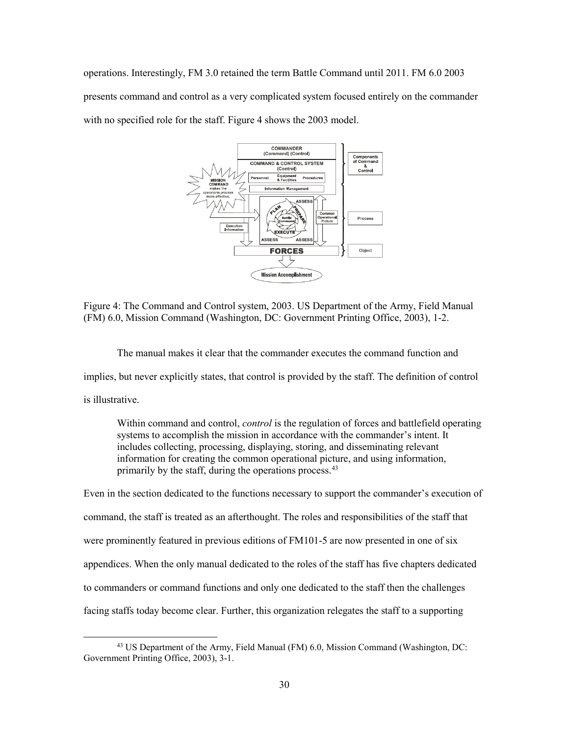operations. Interestingly, FM 3.0 retained the term Battle Command until 2011. FM 6.0 2003 presents command and control as a very complicated system focused entirely on the commander with no specified role for the staff. Figure 4 shows the 2003 model.

Figure 4: The Command and Control system, 2003. US Department of the Army, Field Manual (FM) 6.0, Mission Command (Washington, DC: Government Printing Office, 2003), 1-2.

The manual makes it clear that the commander executes the command function and implies, but never explicitly states, that control is provided by the staff. The definition of control is illustrative.

> Within command and control, *control* is the regulation of forces and battlefield operating systems to accomplish the mission in accordance with the commander's intent. It includes collecting, processing, displaying, storing, and disseminating relevant information for creating the common operational picture, and using information, primarily by the staff, during the operations process.[43]

Even in the section dedicated to the functions necessary to support the commander's execution of command, the staff is treated as an afterthought. The roles and responsibilities of the staff that were prominently featured in previous editions of FM101-5 are now presented in one of six appendices. When the only manual dedicated to the roles of the staff has five chapters dedicated to commanders or command functions and only one dedicated to the staff then the challenges facing staffs today become clear. Further, this organization relegates the staff to a supporting

[43] US Department of the Army, Field Manual (FM) 6.0, Mission Command (Washington, DC: Government Printing Office, 2003), 3-1.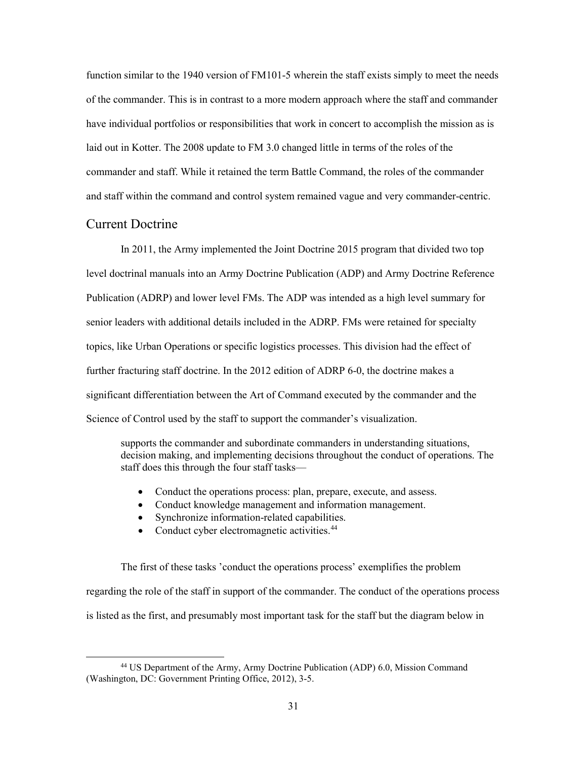function similar to the 1940 version of FM101-5 wherein the staff exists simply to meet the needs of the commander. This is in contrast to a more modern approach where the staff and commander have individual portfolios or responsibilities that work in concert to accomplish the mission as is laid out in Kotter. The 2008 update to FM 3.0 changed little in terms of the roles of the commander and staff. While it retained the term Battle Command, the roles of the commander and staff within the command and control system remained vague and very commander-centric.

## Current Doctrine

In 2011, the Army implemented the Joint Doctrine 2015 program that divided two top level doctrinal manuals into an Army Doctrine Publication (ADP) and Army Doctrine Reference Publication (ADRP) and lower level FMs. The ADP was intended as a high level summary for senior leaders with additional details included in the ADRP. FMs were retained for specialty topics, like Urban Operations or specific logistics processes. This division had the effect of further fracturing staff doctrine. In the 2012 edition of ADRP 6-0, the doctrine makes a significant differentiation between the Art of Command executed by the commander and the Science of Control used by the staff to support the commander's visualization.

> supports the commander and subordinate commanders in understanding situations, decision making, and implementing decisions throughout the conduct of operations. The staff does this through the four staff tasks—
>
> - Conduct the operations process: plan, prepare, execute, and assess.
> - Conduct knowledge management and information management.
> - Synchronize information-related capabilities.
> - Conduct cyber electromagnetic activities.[44]

The first of these tasks 'conduct the operations process' exemplifies the problem regarding the role of the staff in support of the commander. The conduct of the operations process is listed as the first, and presumably most important task for the staff but the diagram below in

[44] US Department of the Army, Army Doctrine Publication (ADP) 6.0, Mission Command (Washington, DC: Government Printing Office, 2012), 3-5.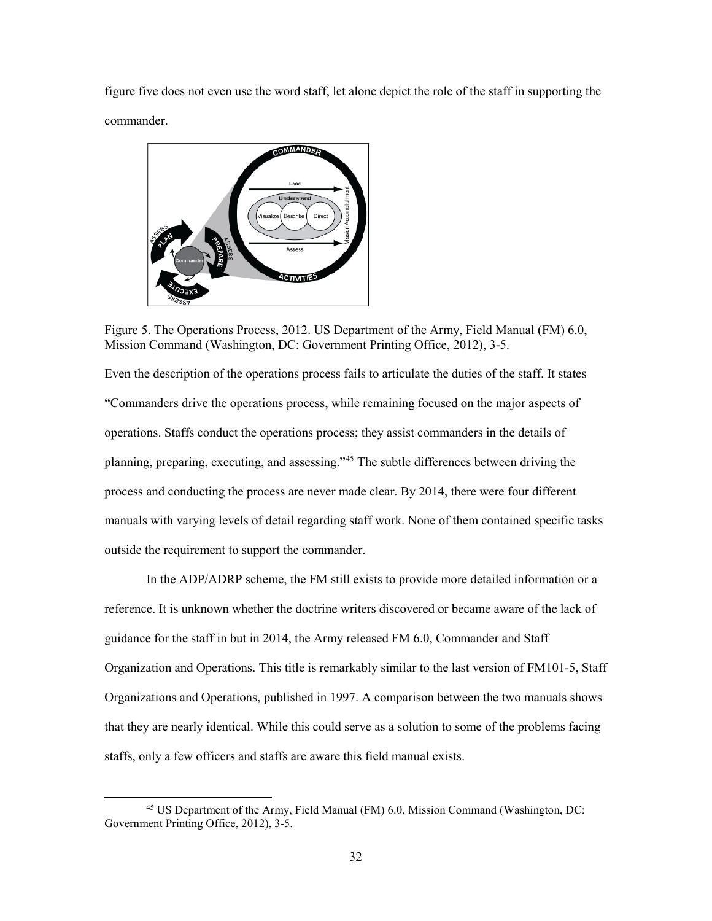figure five does not even use the word staff, let alone depict the role of the staff in supporting the commander.

Figure 5. The Operations Process, 2012. US Department of the Army, Field Manual (FM) 6.0, Mission Command (Washington, DC: Government Printing Office, 2012), 3-5.

Even the description of the operations process fails to articulate the duties of the staff. It states "Commanders drive the operations process, while remaining focused on the major aspects of operations. Staffs conduct the operations process; they assist commanders in the details of planning, preparing, executing, and assessing."[45] The subtle differences between driving the process and conducting the process are never made clear. By 2014, there were four different manuals with varying levels of detail regarding staff work. None of them contained specific tasks outside the requirement to support the commander.

In the ADP/ADRP scheme, the FM still exists to provide more detailed information or a reference. It is unknown whether the doctrine writers discovered or became aware of the lack of guidance for the staff in but in 2014, the Army released FM 6.0, Commander and Staff Organization and Operations. This title is remarkably similar to the last version of FM101-5, Staff Organizations and Operations, published in 1997. A comparison between the two manuals shows that they are nearly identical. While this could serve as a solution to some of the problems facing staffs, only a few officers and staffs are aware this field manual exists.

[45] US Department of the Army, Field Manual (FM) 6.0, Mission Command (Washington, DC: Government Printing Office, 2012), 3-5.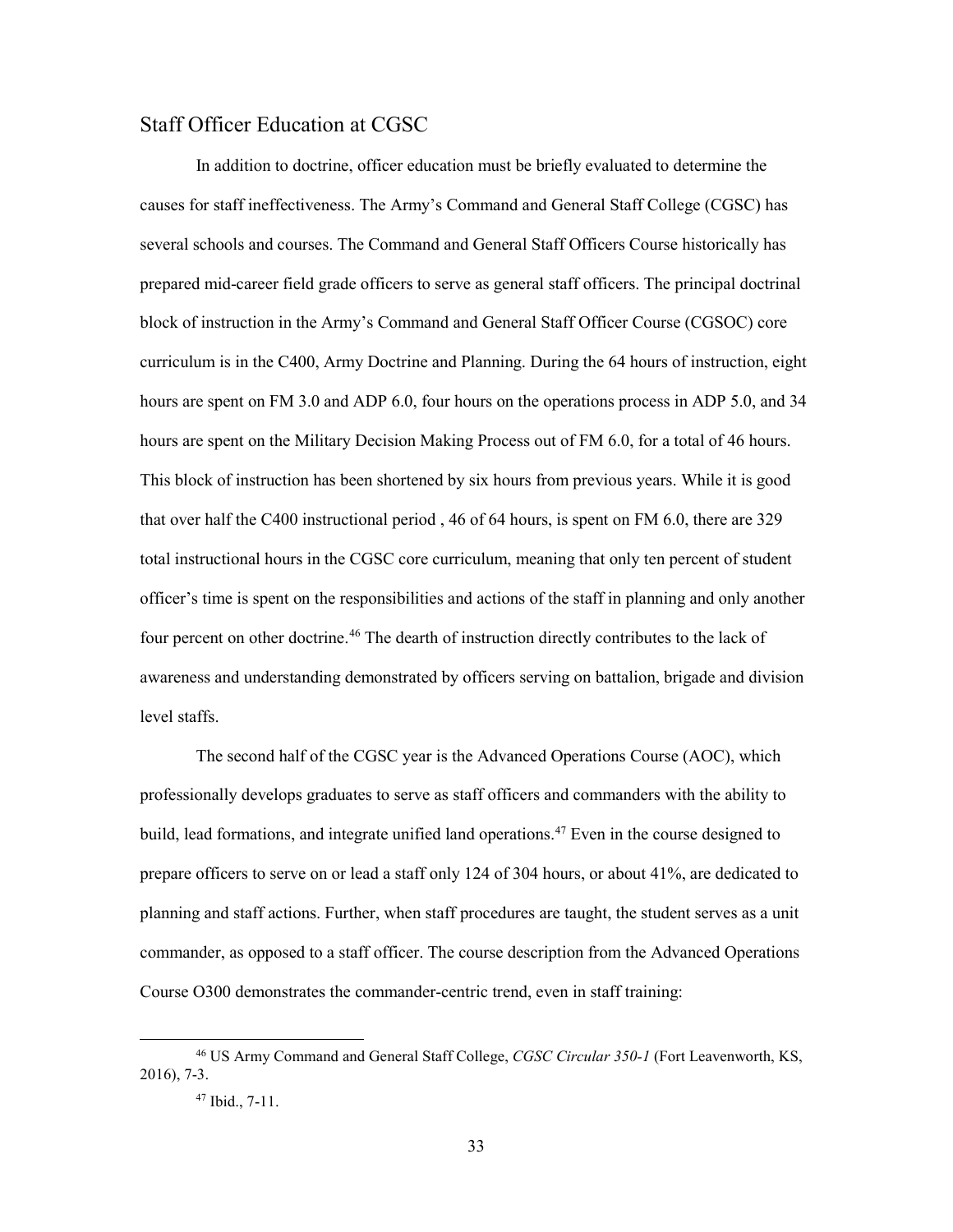## Staff Officer Education at CGSC

In addition to doctrine, officer education must be briefly evaluated to determine the causes for staff ineffectiveness. The Army's Command and General Staff College (CGSC) has several schools and courses. The Command and General Staff Officers Course historically has prepared mid-career field grade officers to serve as general staff officers. The principal doctrinal block of instruction in the Army's Command and General Staff Officer Course (CGSOC) core curriculum is in the C400, Army Doctrine and Planning. During the 64 hours of instruction, eight hours are spent on FM 3.0 and ADP 6.0, four hours on the operations process in ADP 5.0, and 34 hours are spent on the Military Decision Making Process out of FM 6.0, for a total of 46 hours. This block of instruction has been shortened by six hours from previous years. While it is good that over half the C400 instructional period , 46 of 64 hours, is spent on FM 6.0, there are 329 total instructional hours in the CGSC core curriculum, meaning that only ten percent of student officer's time is spent on the responsibilities and actions of the staff in planning and only another four percent on other doctrine.[46] The dearth of instruction directly contributes to the lack of awareness and understanding demonstrated by officers serving on battalion, brigade and division level staffs.

The second half of the CGSC year is the Advanced Operations Course (AOC), which professionally develops graduates to serve as staff officers and commanders with the ability to build, lead formations, and integrate unified land operations.[47] Even in the course designed to prepare officers to serve on or lead a staff only 124 of 304 hours, or about 41%, are dedicated to planning and staff actions. Further, when staff procedures are taught, the student serves as a unit commander, as opposed to a staff officer. The course description from the Advanced Operations Course O300 demonstrates the commander-centric trend, even in staff training:

---

[46] US Army Command and General Staff College, *CGSC Circular 350-1* (Fort Leavenworth, KS, 2016), 7-3.

[47] Ibid., 7-11.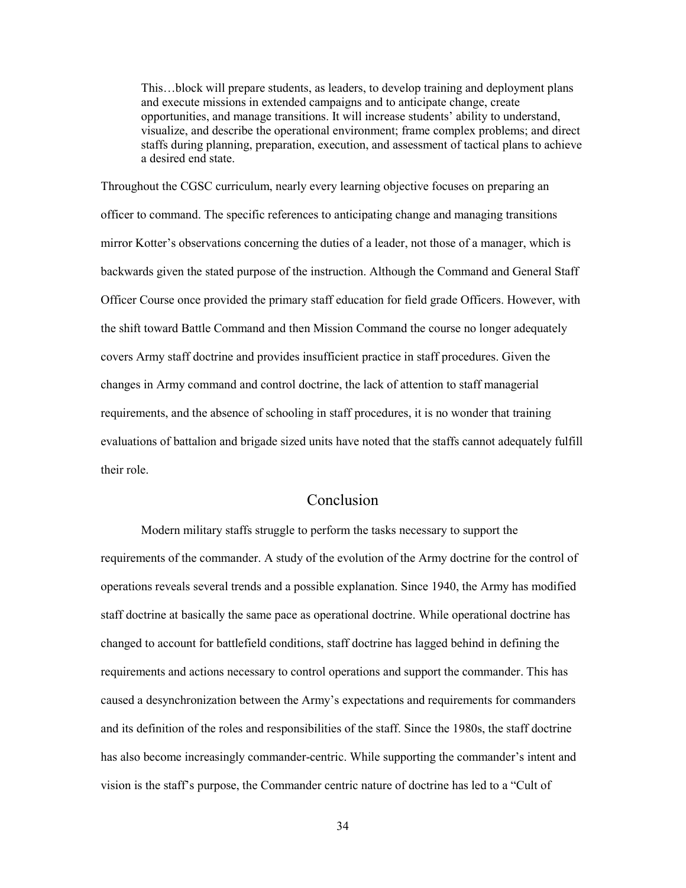> This…block will prepare students, as leaders, to develop training and deployment plans and execute missions in extended campaigns and to anticipate change, create opportunities, and manage transitions. It will increase students' ability to understand, visualize, and describe the operational environment; frame complex problems; and direct staffs during planning, preparation, execution, and assessment of tactical plans to achieve a desired end state.

Throughout the CGSC curriculum, nearly every learning objective focuses on preparing an officer to command. The specific references to anticipating change and managing transitions mirror Kotter's observations concerning the duties of a leader, not those of a manager, which is backwards given the stated purpose of the instruction. Although the Command and General Staff Officer Course once provided the primary staff education for field grade Officers. However, with the shift toward Battle Command and then Mission Command the course no longer adequately covers Army staff doctrine and provides insufficient practice in staff procedures. Given the changes in Army command and control doctrine, the lack of attention to staff managerial requirements, and the absence of schooling in staff procedures, it is no wonder that training evaluations of battalion and brigade sized units have noted that the staffs cannot adequately fulfill their role.

## Conclusion

Modern military staffs struggle to perform the tasks necessary to support the requirements of the commander. A study of the evolution of the Army doctrine for the control of operations reveals several trends and a possible explanation. Since 1940, the Army has modified staff doctrine at basically the same pace as operational doctrine. While operational doctrine has changed to account for battlefield conditions, staff doctrine has lagged behind in defining the requirements and actions necessary to control operations and support the commander. This has caused a desynchronization between the Army's expectations and requirements for commanders and its definition of the roles and responsibilities of the staff. Since the 1980s, the staff doctrine has also become increasingly commander-centric. While supporting the commander's intent and vision is the staff's purpose, the Commander centric nature of doctrine has led to a "Cult of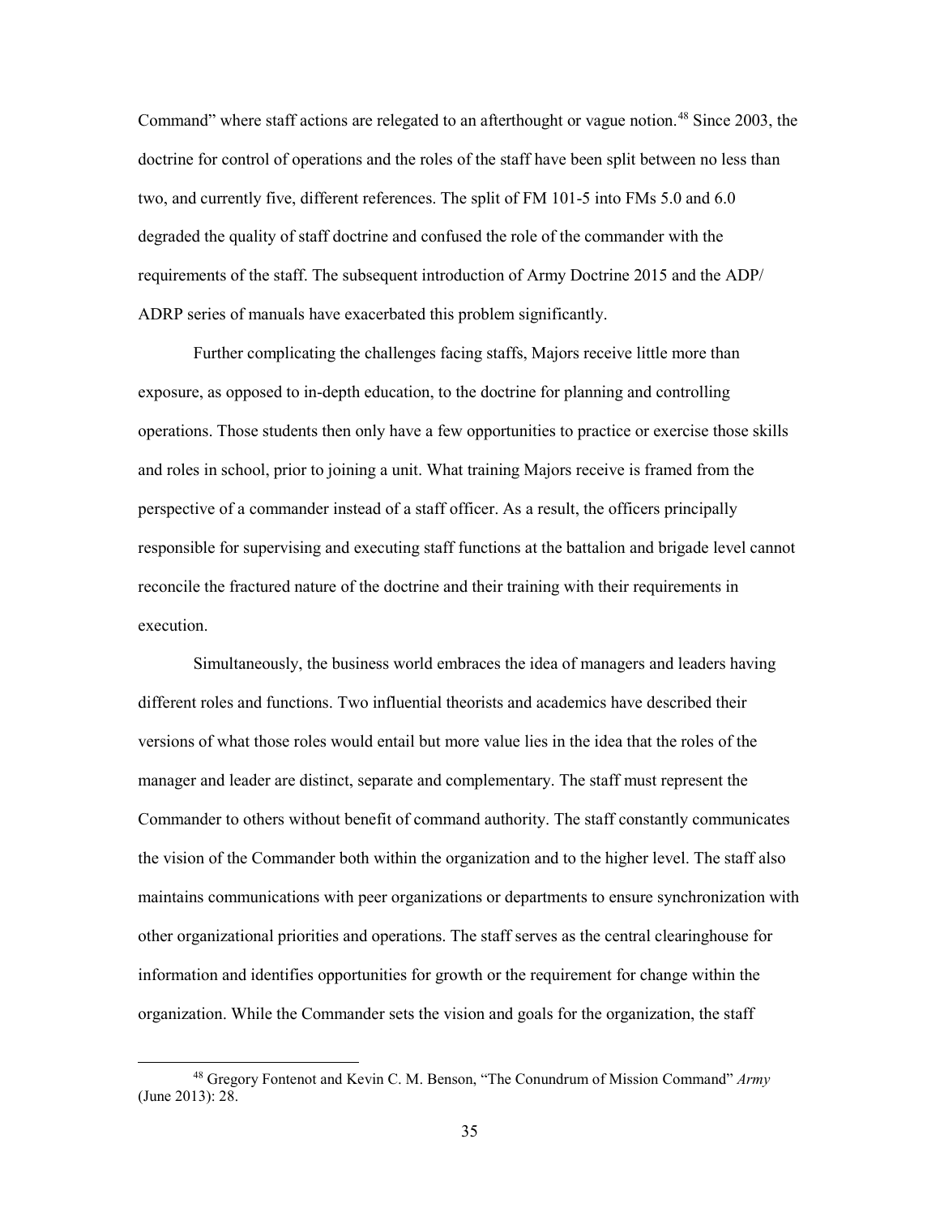Command" where staff actions are relegated to an afterthought or vague notion.[48] Since 2003, the doctrine for control of operations and the roles of the staff have been split between no less than two, and currently five, different references. The split of FM 101-5 into FMs 5.0 and 6.0 degraded the quality of staff doctrine and confused the role of the commander with the requirements of the staff. The subsequent introduction of Army Doctrine 2015 and the ADP/ ADRP series of manuals have exacerbated this problem significantly.

Further complicating the challenges facing staffs, Majors receive little more than exposure, as opposed to in-depth education, to the doctrine for planning and controlling operations. Those students then only have a few opportunities to practice or exercise those skills and roles in school, prior to joining a unit. What training Majors receive is framed from the perspective of a commander instead of a staff officer. As a result, the officers principally responsible for supervising and executing staff functions at the battalion and brigade level cannot reconcile the fractured nature of the doctrine and their training with their requirements in execution.

Simultaneously, the business world embraces the idea of managers and leaders having different roles and functions. Two influential theorists and academics have described their versions of what those roles would entail but more value lies in the idea that the roles of the manager and leader are distinct, separate and complementary. The staff must represent the Commander to others without benefit of command authority. The staff constantly communicates the vision of the Commander both within the organization and to the higher level. The staff also maintains communications with peer organizations or departments to ensure synchronization with other organizational priorities and operations. The staff serves as the central clearinghouse for information and identifies opportunities for growth or the requirement for change within the organization. While the Commander sets the vision and goals for the organization, the staff

---

[48] Gregory Fontenot and Kevin C. M. Benson, "The Conundrum of Mission Command" *Army* (June 2013): 28.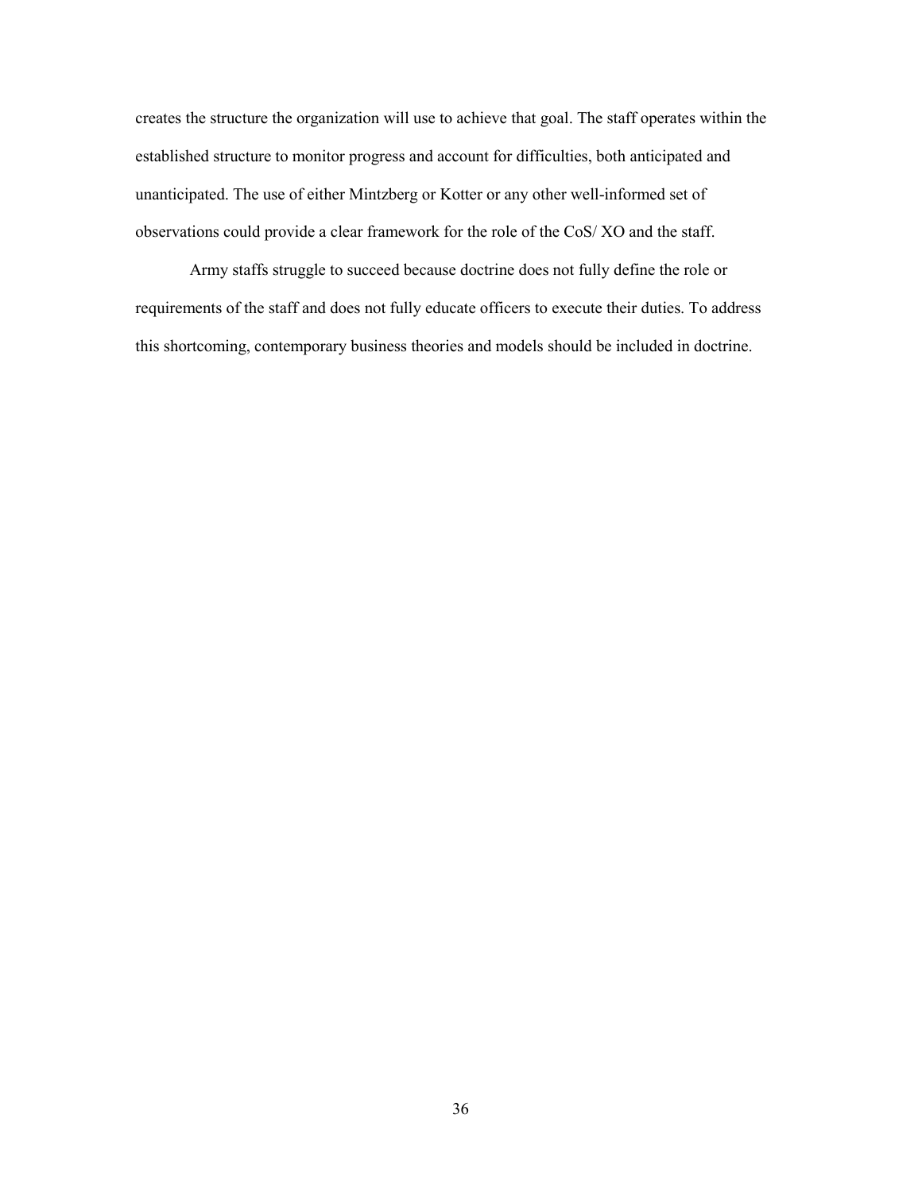creates the structure the organization will use to achieve that goal. The staff operates within the established structure to monitor progress and account for difficulties, both anticipated and unanticipated. The use of either Mintzberg or Kotter or any other well-informed set of observations could provide a clear framework for the role of the CoS/ XO and the staff.

Army staffs struggle to succeed because doctrine does not fully define the role or requirements of the staff and does not fully educate officers to execute their duties. To address this shortcoming, contemporary business theories and models should be included in doctrine.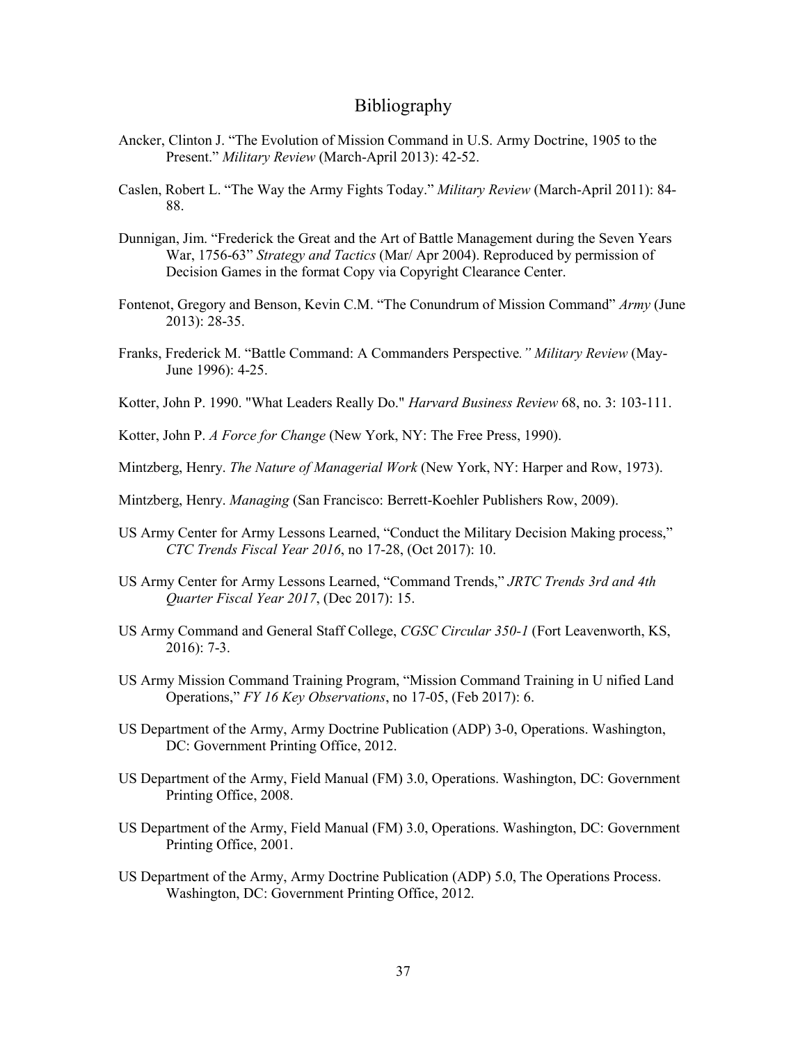# Bibliography

Ancker, Clinton J. "The Evolution of Mission Command in U.S. Army Doctrine, 1905 to the Present." *Military Review* (March-April 2013): 42-52.

Caslen, Robert L. "The Way the Army Fights Today." *Military Review* (March-April 2011): 84-88.

Dunnigan, Jim. "Frederick the Great and the Art of Battle Management during the Seven Years War, 1756-63" *Strategy and Tactics* (Mar/ Apr 2004). Reproduced by permission of Decision Games in the format Copy via Copyright Clearance Center.

Fontenot, Gregory and Benson, Kevin C.M. "The Conundrum of Mission Command" *Army* (June 2013): 28-35.

Franks, Frederick M. "Battle Command: A Commanders Perspective*." Military Review* (May-June 1996): 4-25.

Kotter, John P. 1990. "What Leaders Really Do." *Harvard Business Review* 68, no. 3: 103-111.

Kotter, John P. *A Force for Change* (New York, NY: The Free Press, 1990).

Mintzberg, Henry. *The Nature of Managerial Work* (New York, NY: Harper and Row, 1973).

Mintzberg, Henry. *Managing* (San Francisco: Berrett-Koehler Publishers Row, 2009).

US Army Center for Army Lessons Learned, "Conduct the Military Decision Making process," *CTC Trends Fiscal Year 2016*, no 17-28, (Oct 2017): 10.

US Army Center for Army Lessons Learned, "Command Trends," *JRTC Trends 3rd and 4th Quarter Fiscal Year 2017*, (Dec 2017): 15.

US Army Command and General Staff College, *CGSC Circular 350-1* (Fort Leavenworth, KS, 2016): 7-3.

US Army Mission Command Training Program, "Mission Command Training in U nified Land Operations," *FY 16 Key Observations*, no 17-05, (Feb 2017): 6.

US Department of the Army, Army Doctrine Publication (ADP) 3-0, Operations. Washington, DC: Government Printing Office, 2012.

US Department of the Army, Field Manual (FM) 3.0, Operations. Washington, DC: Government Printing Office, 2008.

US Department of the Army, Field Manual (FM) 3.0, Operations. Washington, DC: Government Printing Office, 2001.

US Department of the Army, Army Doctrine Publication (ADP) 5.0, The Operations Process. Washington, DC: Government Printing Office, 2012.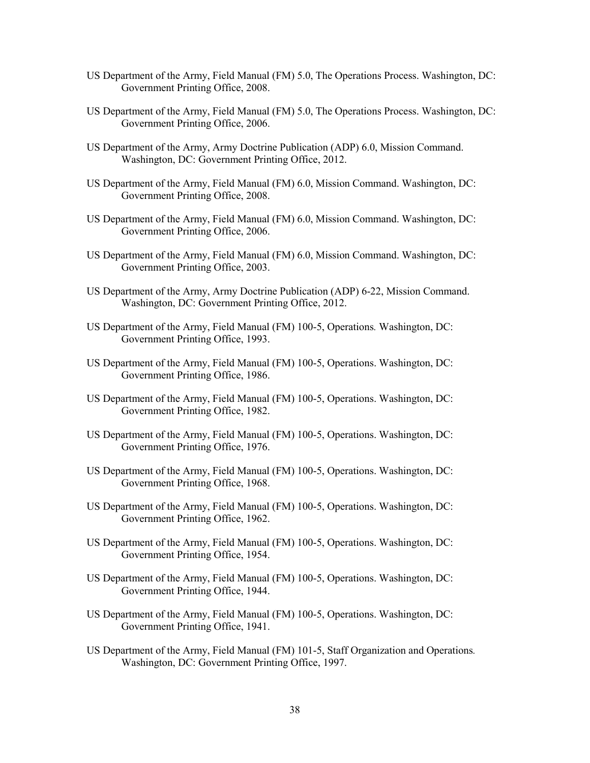US Department of the Army, Field Manual (FM) 5.0, The Operations Process. Washington, DC: Government Printing Office, 2008.

US Department of the Army, Field Manual (FM) 5.0, The Operations Process. Washington, DC: Government Printing Office, 2006.

US Department of the Army, Army Doctrine Publication (ADP) 6.0, Mission Command. Washington, DC: Government Printing Office, 2012.

US Department of the Army, Field Manual (FM) 6.0, Mission Command. Washington, DC: Government Printing Office, 2008.

US Department of the Army, Field Manual (FM) 6.0, Mission Command. Washington, DC: Government Printing Office, 2006.

US Department of the Army, Field Manual (FM) 6.0, Mission Command. Washington, DC: Government Printing Office, 2003.

US Department of the Army, Army Doctrine Publication (ADP) 6-22, Mission Command. Washington, DC: Government Printing Office, 2012.

US Department of the Army, Field Manual (FM) 100-5, Operations*.* Washington, DC: Government Printing Office, 1993.

US Department of the Army, Field Manual (FM) 100-5, Operations. Washington, DC: Government Printing Office, 1986.

US Department of the Army, Field Manual (FM) 100-5, Operations. Washington, DC: Government Printing Office, 1982.

US Department of the Army, Field Manual (FM) 100-5, Operations. Washington, DC: Government Printing Office, 1976.

US Department of the Army, Field Manual (FM) 100-5, Operations. Washington, DC: Government Printing Office, 1968.

US Department of the Army, Field Manual (FM) 100-5, Operations. Washington, DC: Government Printing Office, 1962.

US Department of the Army, Field Manual (FM) 100-5, Operations. Washington, DC: Government Printing Office, 1954.

US Department of the Army, Field Manual (FM) 100-5, Operations. Washington, DC: Government Printing Office, 1944.

US Department of the Army, Field Manual (FM) 100-5, Operations. Washington, DC: Government Printing Office, 1941.

US Department of the Army, Field Manual (FM) 101-5, Staff Organization and Operations*.* Washington, DC: Government Printing Office, 1997.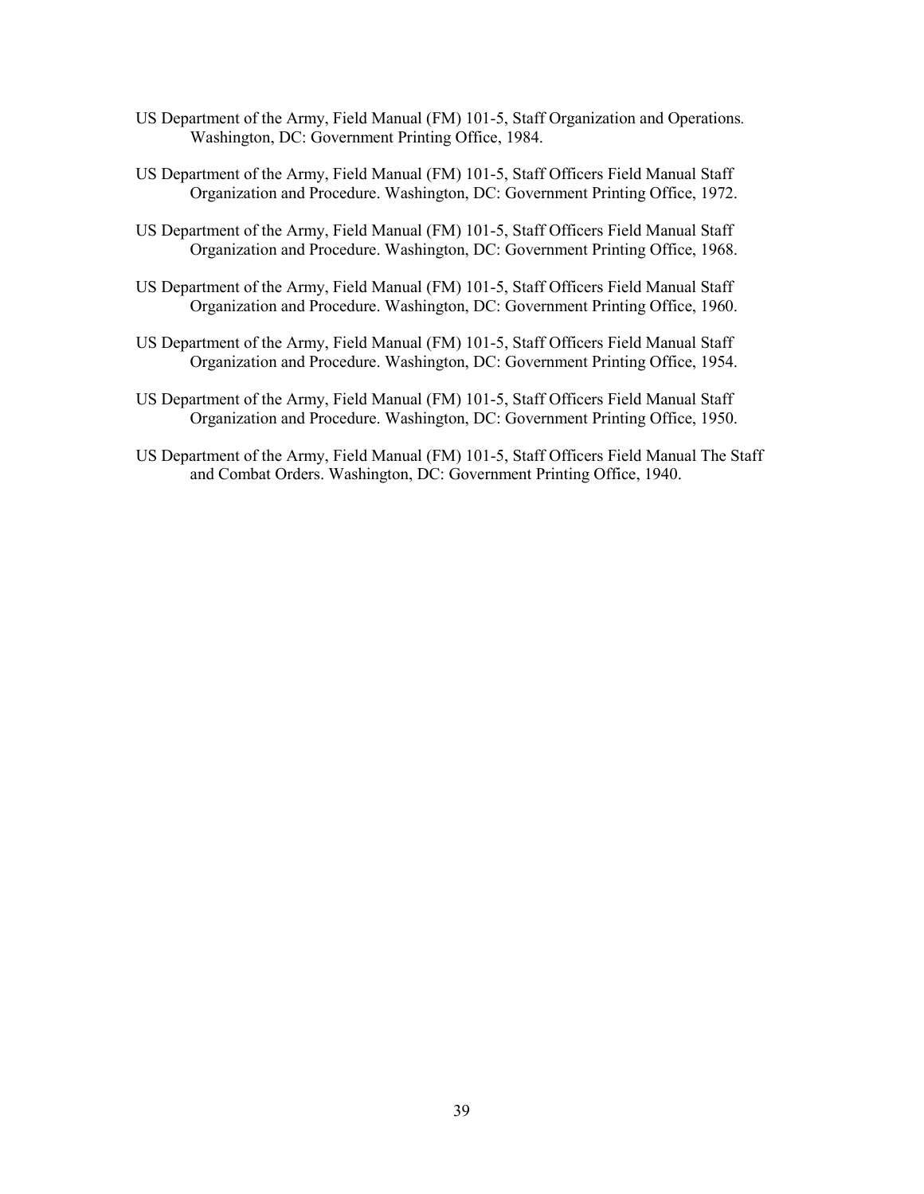US Department of the Army, Field Manual (FM) 101-5, Staff Organization and Operations. Washington, DC: Government Printing Office, 1984.

US Department of the Army, Field Manual (FM) 101-5, Staff Officers Field Manual Staff Organization and Procedure. Washington, DC: Government Printing Office, 1972.

US Department of the Army, Field Manual (FM) 101-5, Staff Officers Field Manual Staff Organization and Procedure. Washington, DC: Government Printing Office, 1968.

US Department of the Army, Field Manual (FM) 101-5, Staff Officers Field Manual Staff Organization and Procedure. Washington, DC: Government Printing Office, 1960.

US Department of the Army, Field Manual (FM) 101-5, Staff Officers Field Manual Staff Organization and Procedure. Washington, DC: Government Printing Office, 1954.

US Department of the Army, Field Manual (FM) 101-5, Staff Officers Field Manual Staff Organization and Procedure. Washington, DC: Government Printing Office, 1950.

US Department of the Army, Field Manual (FM) 101-5, Staff Officers Field Manual The Staff and Combat Orders. Washington, DC: Government Printing Office, 1940.